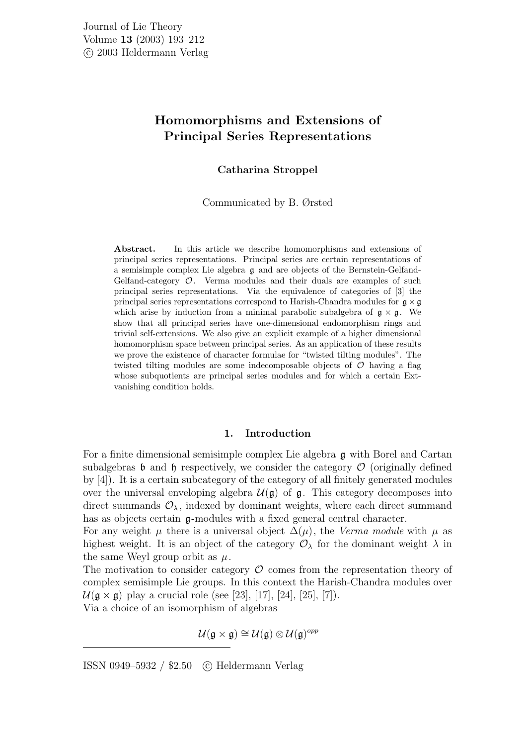# Homomorphisms and Extensions of Principal Series Representations

**Catharina Stroppel**

Communicated by B. Ørsted

**Abstract.** In this article we describe homomorphisms and extensions of principal series representations. Principal series are certain representations of a semisimple complex Lie algebra $\mathfrak{g}$ and are objects of the Bernstein-Gelfand-Gelfand-category $\mathcal{O}$. Verma modules and their duals are examples of such principal series representations. Via the equivalence of categories of [3] the principal series representations correspond to Harish-Chandra modules for $\mathfrak{g} \times \mathfrak{g}$ which arise by induction from a minimal parabolic subalgebra of $\mathfrak{g} \times \mathfrak{g}$. We show that all principal series have one-dimensional endomorphism rings and trivial self-extensions. We also give an explicit example of a higher dimensional homomorphism space between principal series. As an application of these results we prove the existence of character formulae for "twisted tilting modules". The twisted tilting modules are some indecomposable objects of $\mathcal{O}$ having a flag whose subquotients are principal series modules and for which a certain Ext-vanishing condition holds.

## 1. Introduction

For a finite dimensional semisimple complex Lie algebra $\mathfrak{g}$ with Borel and Cartan subalgebras $\mathfrak{b}$ and $\mathfrak{h}$ respectively, we consider the category $\mathcal{O}$ (originally defined by [4]). It is a certain subcategory of the category of all finitely generated modules over the universal enveloping algebra $\mathcal{U}(\mathfrak{g})$ of $\mathfrak{g}$. This category decomposes into direct summands $\mathcal{O}_\lambda$, indexed by dominant weights, where each direct summand has as objects certain $\mathfrak{g}$-modules with a fixed general central character.

For any weight $\mu$ there is a universal object $\Delta(\mu)$, the *Verma module* with $\mu$ as highest weight. It is an object of the category $\mathcal{O}_\lambda$ for the dominant weight $\lambda$ in the same Weyl group orbit as $\mu$.

The motivation to consider category $\mathcal{O}$ comes from the representation theory of complex semisimple Lie groups. In this context the Harish-Chandra modules over $\mathcal{U}(\mathfrak{g} \times \mathfrak{g})$ play a crucial role (see [23], [17], [24], [25], [7]).

Via a choice of an isomorphism of algebras

$$\mathcal{U}(\mathfrak{g} \times \mathfrak{g}) \cong \mathcal{U}(\mathfrak{g}) \otimes \mathcal{U}(\mathfrak{g})^{opp}$$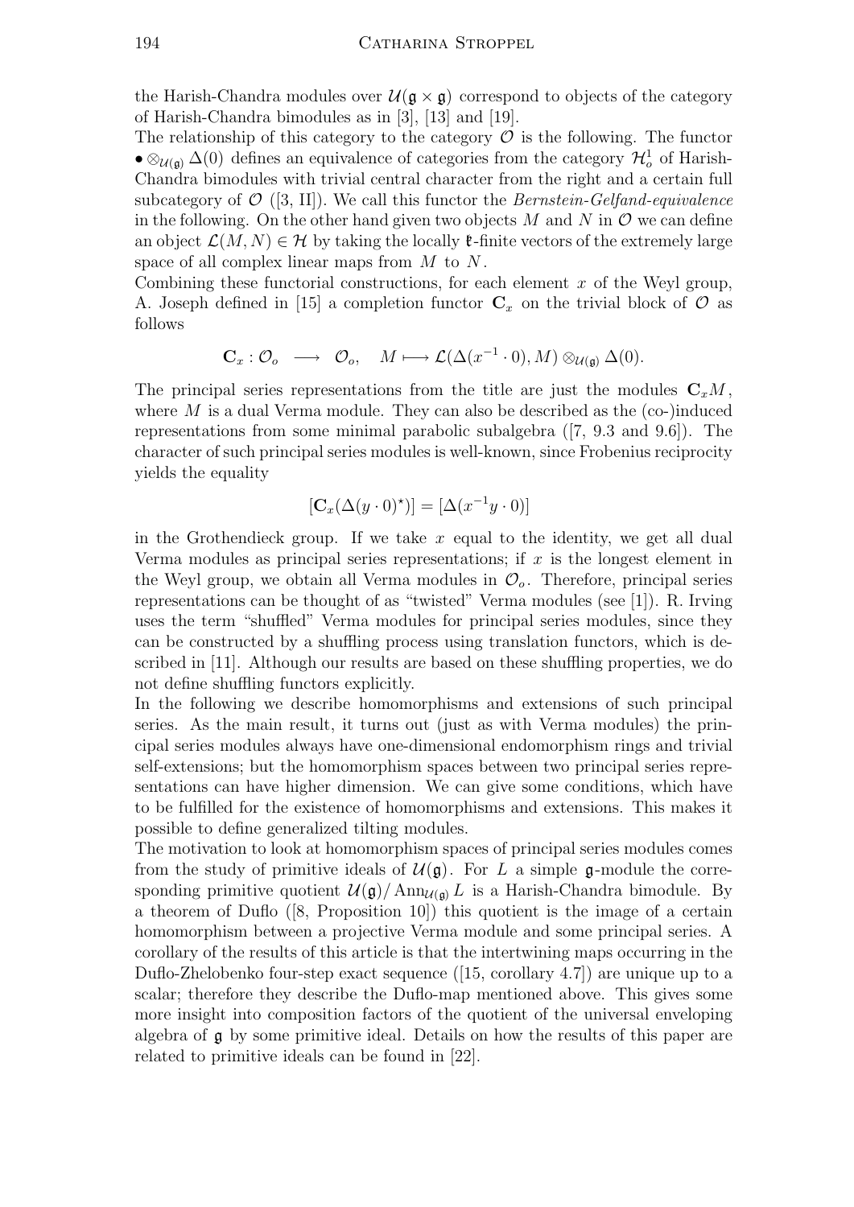the Harish-Chandra modules over $\mathcal{U}(\mathfrak{g} \times \mathfrak{g})$ correspond to objects of the category of Harish-Chandra bimodules as in [3], [13] and [19].
The relationship of this category to the category $\mathcal{O}$ is the following. The functor $\bullet \otimes_{\mathcal{U}(\mathfrak{g})} \Delta(0)$ defines an equivalence of categories from the category $\mathcal{H}_o^1$ of Harish-Chandra bimodules with trivial central character from the right and a certain full subcategory of $\mathcal{O}$ ([3, II]). We call this functor the *Bernstein-Gelfand-equivalence* in the following. On the other hand given two objects $M$ and $N$ in $\mathcal{O}$ we can define an object $\mathcal{L}(M, N) \in \mathcal{H}$ by taking the locally $\mathfrak{k}$-finite vectors of the extremely large space of all complex linear maps from $M$ to $N$.
Combining these functorial constructions, for each element $x$ of the Weyl group, A. Joseph defined in [15] a completion functor $\mathbf{C}_x$ on the trivial block of $\mathcal{O}$ as follows

$$\mathbf{C}_x : \mathcal{O}_o \longrightarrow \mathcal{O}_o, \quad M \longmapsto \mathcal{L}(\Delta(x^{-1} \cdot 0), M) \otimes_{\mathcal{U}(\mathfrak{g})} \Delta(0).$$

The principal series representations from the title are just the modules $\mathbf{C}_x M$, where $M$ is a dual Verma module. They can also be described as the (co-)induced representations from some minimal parabolic subalgebra ([7, 9.3 and 9.6]). The character of such principal series modules is well-known, since Frobenius reciprocity yields the equality

$$[\mathbf{C}_x(\Delta(y \cdot 0)^\star)] = [\Delta(x^{-1} y \cdot 0)]$$

in the Grothendieck group. If we take $x$ equal to the identity, we get all dual Verma modules as principal series representations; if $x$ is the longest element in the Weyl group, we obtain all Verma modules in $\mathcal{O}_o$. Therefore, principal series representations can be thought of as "twisted" Verma modules (see [1]). R. Irving uses the term "shuffled" Verma modules for principal series modules, since they can be constructed by a shuffling process using translation functors, which is described in [11]. Although our results are based on these shuffling properties, we do not define shuffling functors explicitly.
In the following we describe homomorphisms and extensions of such principal series. As the main result, it turns out (just as with Verma modules) the principal series modules always have one-dimensional endomorphism rings and trivial self-extensions; but the homomorphism spaces between two principal series representations can have higher dimension. We can give some conditions, which have to be fulfilled for the existence of homomorphisms and extensions. This makes it possible to define generalized tilting modules.
The motivation to look at homomorphism spaces of principal series modules comes from the study of primitive ideals of $\mathcal{U}(\mathfrak{g})$. For $L$ a simple $\mathfrak{g}$-module the corresponding primitive quotient $\mathcal{U}(\mathfrak{g})/\operatorname{Ann}_{\mathcal{U}(\mathfrak{g})} L$ is a Harish-Chandra bimodule. By a theorem of Duflo ([8, Proposition 10]) this quotient is the image of a certain homomorphism between a projective Verma module and some principal series. A corollary of the results of this article is that the intertwining maps occurring in the Duflo-Zhelobenko four-step exact sequence ([15, corollary 4.7]) are unique up to a scalar; therefore they describe the Duflo-map mentioned above. This gives some more insight into composition factors of the quotient of the universal enveloping algebra of $\mathfrak{g}$ by some primitive ideal. Details on how the results of this paper are related to primitive ideals can be found in [22].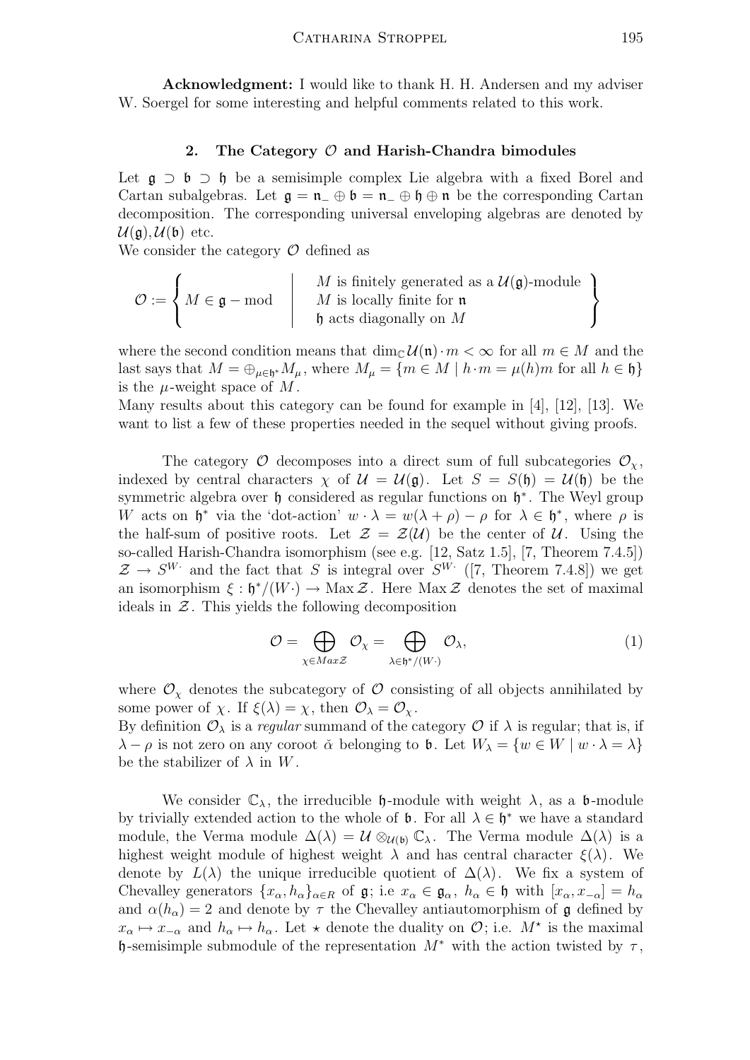**Acknowledgment:** I would like to thank H. H. Andersen and my adviser W. Soergel for some interesting and helpful comments related to this work.

## 2. The Category $\mathcal{O}$ and Harish-Chandra bimodules

Let $\mathfrak{g} \supset \mathfrak{b} \supset \mathfrak{h}$ be a semisimple complex Lie algebra with a fixed Borel and Cartan subalgebras. Let $\mathfrak{g} = \mathfrak{n}_- \oplus \mathfrak{b} = \mathfrak{n}_- \oplus \mathfrak{h} \oplus \mathfrak{n}$ be the corresponding Cartan decomposition. The corresponding universal enveloping algebras are denoted by $\mathcal{U}(\mathfrak{g}), \mathcal{U}(\mathfrak{b})$ etc.

We consider the category $\mathcal{O}$ defined as

$$\mathcal{O} := \left\{ M \in \mathfrak{g} - \mathrm{mod} \;\middle|\; \begin{array}{l} M \text{ is finitely generated as a } \mathcal{U}(\mathfrak{g})\text{-module} \\ M \text{ is locally finite for } \mathfrak{n} \\ \mathfrak{h} \text{ acts diagonally on } M \end{array} \right\}$$

where the second condition means that $\dim_{\mathbb{C}} \mathcal{U}(\mathfrak{n}) \cdot m < \infty$ for all $m \in M$ and the last says that $M = \oplus_{\mu \in \mathfrak{h}^*} M_\mu$, where $M_\mu = \{m \in M \mid h \cdot m = \mu(h)m \text{ for all } h \in \mathfrak{h}\}$ is the $\mu$-weight space of $M$.

Many results about this category can be found for example in [4], [12], [13]. We want to list a few of these properties needed in the sequel without giving proofs.

The category $\mathcal{O}$ decomposes into a direct sum of full subcategories $\mathcal{O}_\chi$, indexed by central characters $\chi$ of $\mathcal{U} = \mathcal{U}(\mathfrak{g})$. Let $S = S(\mathfrak{h}) = \mathcal{U}(\mathfrak{h})$ be the symmetric algebra over $\mathfrak{h}$ considered as regular functions on $\mathfrak{h}^*$. The Weyl group $W$ acts on $\mathfrak{h}^*$ via the 'dot-action' $w \cdot \lambda = w(\lambda + \rho) - \rho$ for $\lambda \in \mathfrak{h}^*$, where $\rho$ is the half-sum of positive roots. Let $\mathcal{Z} = \mathcal{Z}(\mathcal{U})$ be the center of $\mathcal{U}$. Using the so-called Harish-Chandra isomorphism (see e.g. [12, Satz 1.5], [7, Theorem 7.4.5]) $\mathcal{Z} \to S^{W\cdot}$ and the fact that $S$ is integral over $S^{W\cdot}$ ([7, Theorem 7.4.8]) we get an isomorphism $\xi : \mathfrak{h}^*/(W\cdot) \to \operatorname{Max} \mathcal{Z}$. Here $\operatorname{Max} \mathcal{Z}$ denotes the set of maximal ideals in $\mathcal{Z}$. This yields the following decomposition

$$\mathcal{O} = \bigoplus_{\chi \in Max\mathcal{Z}} \mathcal{O}_\chi = \bigoplus_{\lambda \in \mathfrak{h}^*/(W\cdot)} \mathcal{O}_\lambda, \tag{1}$$

where $\mathcal{O}_\chi$ denotes the subcategory of $\mathcal{O}$ consisting of all objects annihilated by some power of $\chi$. If $\xi(\lambda) = \chi$, then $\mathcal{O}_\lambda = \mathcal{O}_\chi$.

By definition $\mathcal{O}_\lambda$ is a *regular* summand of the category $\mathcal{O}$ if $\lambda$ is regular; that is, if $\lambda - \rho$ is not zero on any coroot $\check{\alpha}$ belonging to $\mathfrak{b}$. Let $W_\lambda = \{w \in W \mid w \cdot \lambda = \lambda\}$ be the stabilizer of $\lambda$ in $W$.

We consider $\mathbb{C}_\lambda$, the irreducible $\mathfrak{h}$-module with weight $\lambda$, as a $\mathfrak{b}$-module by trivially extended action to the whole of $\mathfrak{b}$. For all $\lambda \in \mathfrak{h}^*$ we have a standard module, the Verma module $\Delta(\lambda) = \mathcal{U} \otimes_{\mathcal{U}(\mathfrak{b})} \mathbb{C}_\lambda$. The Verma module $\Delta(\lambda)$ is a highest weight module of highest weight $\lambda$ and has central character $\xi(\lambda)$. We denote by $L(\lambda)$ the unique irreducible quotient of $\Delta(\lambda)$. We fix a system of Chevalley generators $\{x_\alpha, h_\alpha\}_{\alpha \in R}$ of $\mathfrak{g}$; i.e $x_\alpha \in \mathfrak{g}_\alpha$, $h_\alpha \in \mathfrak{h}$ with $[x_\alpha, x_{-\alpha}] = h_\alpha$ and $\alpha(h_\alpha) = 2$ and denote by $\tau$ the Chevalley antiautomorphism of $\mathfrak{g}$ defined by $x_\alpha \mapsto x_{-\alpha}$ and $h_\alpha \mapsto h_\alpha$. Let $\star$ denote the duality on $\mathcal{O}$; i.e. $M^\star$ is the maximal $\mathfrak{h}$-semisimple submodule of the representation $M^*$ with the action twisted by $\tau$,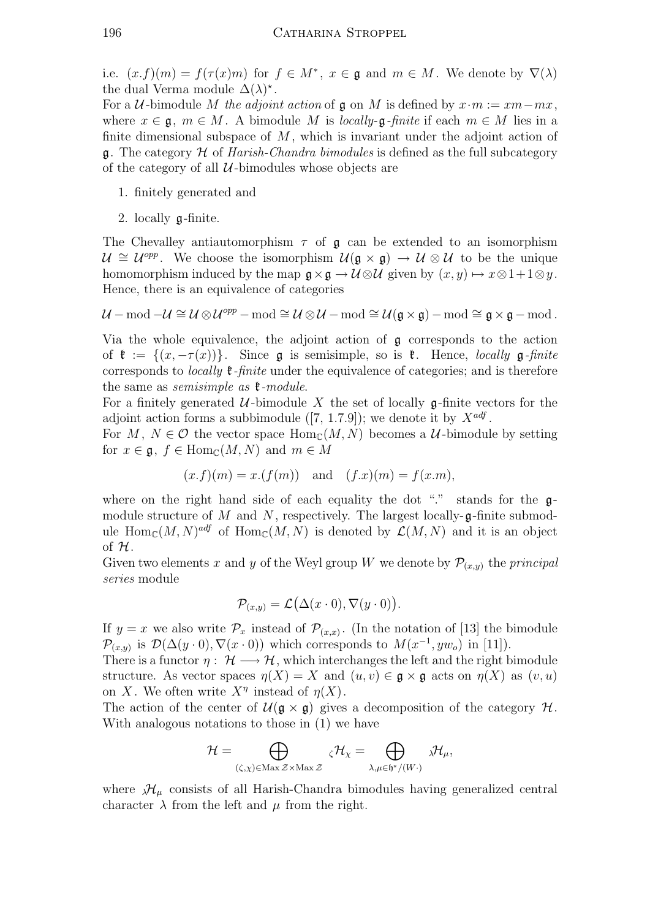i.e. $(x.f)(m) = f(\tau(x)m)$ for $f \in M^*$, $x \in \mathfrak{g}$ and $m \in M$. We denote by $\nabla(\lambda)$ the dual Verma module $\Delta(\lambda)^\star$.

For a $\mathcal{U}$-bimodule $M$ *the adjoint action* of $\mathfrak{g}$ on $M$ is defined by $x \cdot m := xm - mx$, where $x \in \mathfrak{g}$, $m \in M$. A bimodule $M$ is *locally-$\mathfrak{g}$-finite* if each $m \in M$ lies in a finite dimensional subspace of $M$, which is invariant under the adjoint action of $\mathfrak{g}$. The category $\mathcal{H}$ of *Harish-Chandra bimodules* is defined as the full subcategory of the category of all $\mathcal{U}$-bimodules whose objects are

1. finitely generated and
2. locally $\mathfrak{g}$-finite.

The Chevalley antiautomorphism $\tau$ of $\mathfrak{g}$ can be extended to an isomorphism $\mathcal{U} \cong \mathcal{U}^{opp}$. We choose the isomorphism $\mathcal{U}(\mathfrak{g} \times \mathfrak{g}) \to \mathcal{U} \otimes \mathcal{U}$ to be the unique homomorphism induced by the map $\mathfrak{g} \times \mathfrak{g} \to \mathcal{U} \otimes \mathcal{U}$ given by $(x, y) \mapsto x \otimes 1 + 1 \otimes y$. Hence, there is an equivalence of categories

$$\mathcal{U} - \operatorname{mod} - \mathcal{U} \cong \mathcal{U} \otimes \mathcal{U}^{opp} - \operatorname{mod} \cong \mathcal{U} \otimes \mathcal{U} - \operatorname{mod} \cong \mathcal{U}(\mathfrak{g} \times \mathfrak{g}) - \operatorname{mod} \cong \mathfrak{g} \times \mathfrak{g} - \operatorname{mod}.$$

Via the whole equivalence, the adjoint action of $\mathfrak{g}$ corresponds to the action of $\mathfrak{k} := \{(x, -\tau(x))\}$. Since $\mathfrak{g}$ is semisimple, so is $\mathfrak{k}$. Hence, *locally $\mathfrak{g}$-finite* corresponds to *locally $\mathfrak{k}$-finite* under the equivalence of categories; and is therefore the same as *semisimple as $\mathfrak{k}$-module*.

For a finitely generated $\mathcal{U}$-bimodule $X$ the set of locally $\mathfrak{g}$-finite vectors for the adjoint action forms a subbimodule ([7, 1.7.9]); we denote it by $X^{adf}$.

For $M$, $N \in \mathcal{O}$ the vector space $\operatorname{Hom}_{\mathbb{C}}(M, N)$ becomes a $\mathcal{U}$-bimodule by setting for $x \in \mathfrak{g}$, $f \in \operatorname{Hom}_{\mathbb{C}}(M, N)$ and $m \in M$

$$(x.f)(m) = x.(f(m)) \quad \text{and} \quad (f.x)(m) = f(x.m),$$

where on the right hand side of each equality the dot "." stands for the $\mathfrak{g}$-module structure of $M$ and $N$, respectively. The largest locally-$\mathfrak{g}$-finite submodule $\operatorname{Hom}_{\mathbb{C}}(M, N)^{adf}$ of $\operatorname{Hom}_{\mathbb{C}}(M, N)$ is denoted by $\mathcal{L}(M, N)$ and it is an object of $\mathcal{H}$.

Given two elements $x$ and $y$ of the Weyl group $W$ we denote by $\mathcal{P}_{(x,y)}$ the *principal series* module

$$\mathcal{P}_{(x,y)} = \mathcal{L}\big(\Delta(x \cdot 0), \nabla(y \cdot 0)\big).$$

If $y = x$ we also write $\mathcal{P}_x$ instead of $\mathcal{P}_{(x,x)}$. (In the notation of [13] the bimodule $\mathcal{P}_{(x,y)}$ is $\mathcal{D}(\Delta(y \cdot 0), \nabla(x \cdot 0))$ which corresponds to $M(x^{-1}, yw_o)$ in [11]).

There is a functor $\eta: \mathcal{H} \longrightarrow \mathcal{H}$, which interchanges the left and the right bimodule structure. As vector spaces $\eta(X) = X$ and $(u, v) \in \mathfrak{g} \times \mathfrak{g}$ acts on $\eta(X)$ as $(v, u)$ on $X$. We often write $X^\eta$ instead of $\eta(X)$.

The action of the center of $\mathcal{U}(\mathfrak{g} \times \mathfrak{g})$ gives a decomposition of the category $\mathcal{H}$. With analogous notations to those in (1) we have

$$\mathcal{H} = \bigoplus_{(\zeta,\chi) \in \operatorname{Max} \mathcal{Z} \times \operatorname{Max} \mathcal{Z}} {}_\zeta\mathcal{H}_\chi = \bigoplus_{\lambda, \mu \in \mathfrak{h}^*/(W \cdot)} {}_\lambda\mathcal{H}_\mu,$$

where ${}_\lambda\mathcal{H}_\mu$ consists of all Harish-Chandra bimodules having generalized central character $\lambda$ from the left and $\mu$ from the right.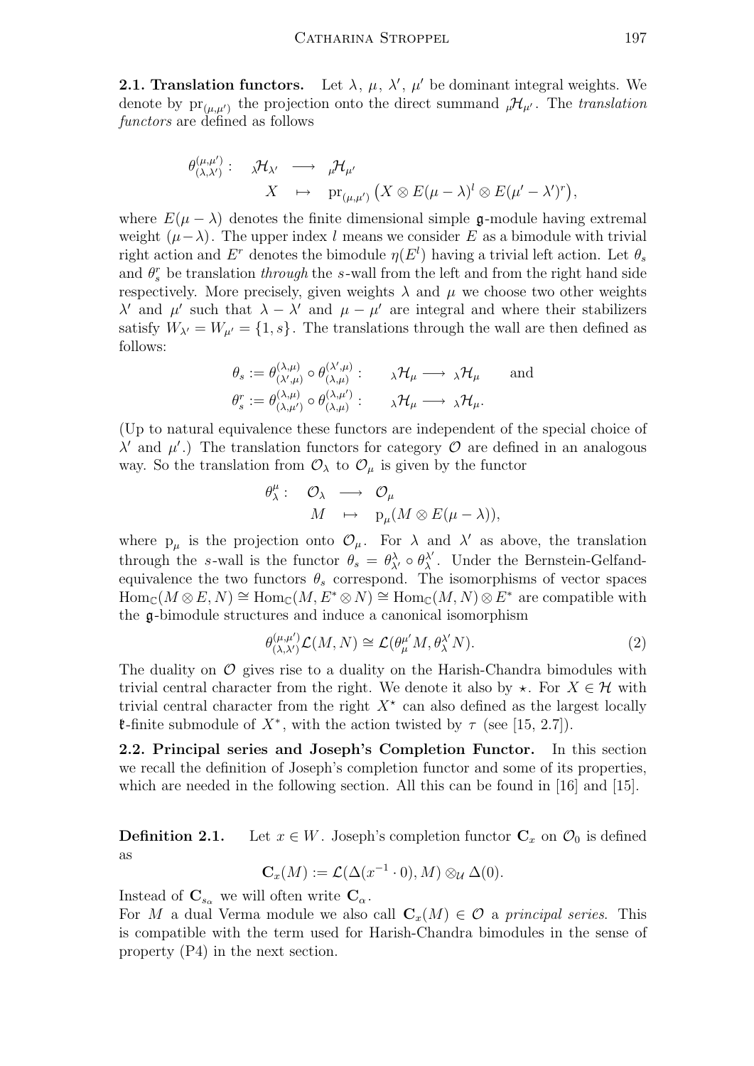**2.1. Translation functors.** Let $\lambda$, $\mu$, $\lambda'$, $\mu'$ be dominant integral weights. We denote by $\mathrm{pr}_{(\mu,\mu')}$ the projection onto the direct summand ${}_{\mu}\mathcal{H}_{\mu'}$. The *translation functors* are defined as follows

$$\begin{array}{rccl} \theta_{(\lambda,\lambda')}^{(\mu,\mu')}: & {}_{\lambda}\mathcal{H}_{\lambda'} & \longrightarrow & {}_{\mu}\mathcal{H}_{\mu'} \\ & X & \mapsto & \mathrm{pr}_{(\mu,\mu')}\big(X \otimes E(\mu-\lambda)^l \otimes E(\mu'-\lambda')^r\big), \end{array}$$

where $E(\mu-\lambda)$ denotes the finite dimensional simple $\mathfrak{g}$-module having extremal weight $(\mu-\lambda)$. The upper index $l$ means we consider $E$ as a bimodule with trivial right action and $E^r$ denotes the bimodule $\eta(E^l)$ having a trivial left action. Let $\theta_s$ and $\theta_s^r$ be translation *through* the $s$-wall from the left and from the right hand side respectively. More precisely, given weights $\lambda$ and $\mu$ we choose two other weights $\lambda'$ and $\mu'$ such that $\lambda-\lambda'$ and $\mu-\mu'$ are integral and where their stabilizers satisfy $W_{\lambda'} = W_{\mu'} = \{1, s\}$. The translations through the wall are then defined as follows:

$$\theta_s := \theta_{(\lambda',\mu)}^{(\lambda,\mu)} \circ \theta_{(\lambda,\mu)}^{(\lambda',\mu)}: \quad {}_{\lambda}\mathcal{H}_{\mu} \longrightarrow {}_{\lambda}\mathcal{H}_{\mu} \quad \text{and}$$
$$\theta_s^r := \theta_{(\lambda,\mu')}^{(\lambda,\mu)} \circ \theta_{(\lambda,\mu)}^{(\lambda,\mu')}: \quad {}_{\lambda}\mathcal{H}_{\mu} \longrightarrow {}_{\lambda}\mathcal{H}_{\mu}.$$

(Up to natural equivalence these functors are independent of the special choice of $\lambda'$ and $\mu'$.) The translation functors for category $\mathcal{O}$ are defined in an analogous way. So the translation from $\mathcal{O}_\lambda$ to $\mathcal{O}_\mu$ is given by the functor

$$\begin{array}{rccl} \theta_\lambda^\mu: & \mathcal{O}_\lambda & \longrightarrow & \mathcal{O}_\mu \\ & M & \mapsto & \mathrm{p}_\mu(M \otimes E(\mu-\lambda)), \end{array}$$

where $\mathrm{p}_\mu$ is the projection onto $\mathcal{O}_\mu$. For $\lambda$ and $\lambda'$ as above, the translation through the $s$-wall is the functor $\theta_s = \theta_{\lambda'}^{\lambda} \circ \theta_{\lambda}^{\lambda'}$. Under the Bernstein-Gelfand-equivalence the two functors $\theta_s$ correspond. The isomorphisms of vector spaces $\mathrm{Hom}_{\mathbb{C}}(M \otimes E, N) \cong \mathrm{Hom}_{\mathbb{C}}(M, E^* \otimes N) \cong \mathrm{Hom}_{\mathbb{C}}(M, N) \otimes E^*$ are compatible with the $\mathfrak{g}$-bimodule structures and induce a canonical isomorphism

$$\theta_{(\lambda,\lambda')}^{(\mu,\mu')}\mathcal{L}(M, N) \cong \mathcal{L}(\theta_\mu^{\mu'} M, \theta_\lambda^{\lambda'} N). \tag{2}$$

The duality on $\mathcal{O}$ gives rise to a duality on the Harish-Chandra bimodules with trivial central character from the right. We denote it also by $\star$. For $X \in \mathcal{H}$ with trivial central character from the right $X^\star$ can also defined as the largest locally $\mathfrak{k}$-finite submodule of $X^*$, with the action twisted by $\tau$ (see [15, 2.7]).

**2.2. Principal series and Joseph's Completion Functor.** In this section we recall the definition of Joseph's completion functor and some of its properties, which are needed in the following section. All this can be found in [16] and [15].

**Definition 2.1.** Let $x \in W$. Joseph's completion functor $\mathbf{C}_x$ on $\mathcal{O}_0$ is defined as

$$\mathbf{C}_x(M) := \mathcal{L}(\Delta(x^{-1}\cdot 0), M) \otimes_{\mathcal{U}} \Delta(0).$$

Instead of $\mathbf{C}_{s_\alpha}$ we will often write $\mathbf{C}_\alpha$.

For $M$ a dual Verma module we also call $\mathbf{C}_x(M) \in \mathcal{O}$ a *principal series*. This is compatible with the term used for Harish-Chandra bimodules in the sense of property (P4) in the next section.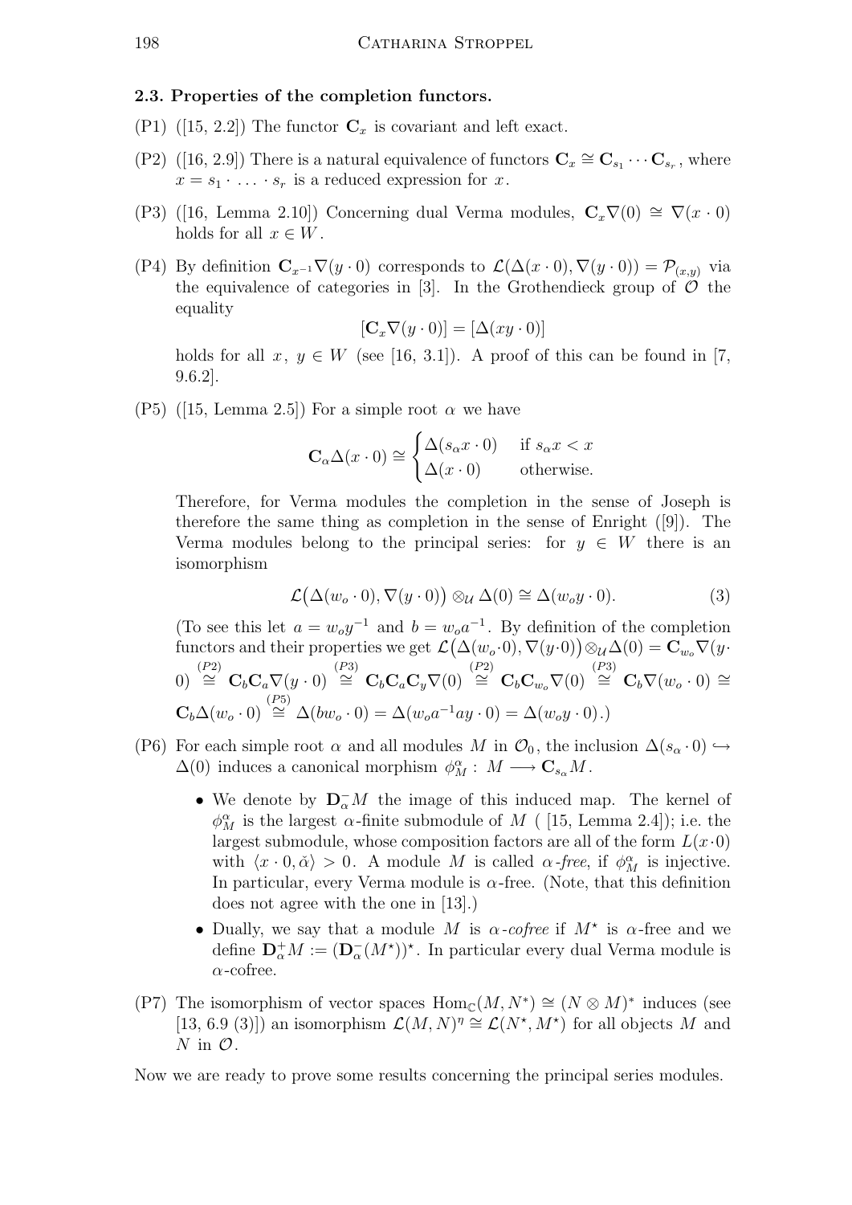### 2.3. Properties of the completion functors.

(P1) ([15, 2.2]) The functor $\mathbf{C}_x$ is covariant and left exact.

(P2) ([16, 2.9]) There is a natural equivalence of functors $\mathbf{C}_x \cong \mathbf{C}_{s_1} \cdots \mathbf{C}_{s_r}$, where $x = s_1 \cdot \ldots \cdot s_r$ is a reduced expression for $x$.

(P3) ([16, Lemma 2.10]) Concerning dual Verma modules, $\mathbf{C}_x \nabla(0) \cong \nabla(x \cdot 0)$ holds for all $x \in W$.

(P4) By definition $\mathbf{C}_{x^{-1}} \nabla(y \cdot 0)$ corresponds to $\mathcal{L}(\Delta(x \cdot 0), \nabla(y \cdot 0)) = \mathcal{P}_{(x,y)}$ via the equivalence of categories in [3]. In the Grothendieck group of $\mathcal{O}$ the equality

$$[\mathbf{C}_x \nabla(y \cdot 0)] = [\Delta(xy \cdot 0)]$$

holds for all $x,\ y \in W$ (see [16, 3.1]). A proof of this can be found in [7, 9.6.2].

(P5) ([15, Lemma 2.5]) For a simple root $\alpha$ we have

$$\mathbf{C}_\alpha \Delta(x \cdot 0) \cong \begin{cases} \Delta(s_\alpha x \cdot 0) & \text{if } s_\alpha x < x \\ \Delta(x \cdot 0) & \text{otherwise.} \end{cases}$$

Therefore, for Verma modules the completion in the sense of Joseph is therefore the same thing as completion in the sense of Enright ([9]). The Verma modules belong to the principal series: for $y \in W$ there is an isomorphism

$$\mathcal{L}\big(\Delta(w_o \cdot 0), \nabla(y \cdot 0)\big) \otimes_{\mathcal{U}} \Delta(0) \cong \Delta(w_o y \cdot 0). \tag{3}$$

(To see this let $a = w_o y^{-1}$ and $b = w_o a^{-1}$. By definition of the completion functors and their properties we get $\mathcal{L}\big(\Delta(w_o \cdot 0), \nabla(y \cdot 0)\big) \otimes_{\mathcal{U}} \Delta(0) = \mathbf{C}_{w_o} \nabla(y \cdot 0) \overset{(P2)}{\cong} \mathbf{C}_b \mathbf{C}_a \nabla(y \cdot 0) \overset{(P3)}{\cong} \mathbf{C}_b \mathbf{C}_a \mathbf{C}_y \nabla(0) \overset{(P2)}{\cong} \mathbf{C}_b \mathbf{C}_{w_o} \nabla(0) \overset{(P3)}{\cong} \mathbf{C}_b \nabla(w_o \cdot 0) \cong \mathbf{C}_b \Delta(w_o \cdot 0) \overset{(P5)}{\cong} \Delta(b w_o \cdot 0) = \Delta(w_o a^{-1} a y \cdot 0) = \Delta(w_o y \cdot 0)$.)

(P6) For each simple root $\alpha$ and all modules $M$ in $\mathcal{O}_0$, the inclusion $\Delta(s_\alpha \cdot 0) \hookrightarrow \Delta(0)$ induces a canonical morphism $\phi^\alpha_M :\ M \longrightarrow \mathbf{C}_{s_\alpha} M$.

- We denote by $\mathbf{D}^-_\alpha M$ the image of this induced map. The kernel of $\phi^\alpha_M$ is the largest $\alpha$-finite submodule of $M$ ( [15, Lemma 2.4]); i.e. the largest submodule, whose composition factors are all of the form $L(x \cdot 0)$ with $\langle x \cdot 0, \check{\alpha} \rangle > 0$. A module $M$ is called *$\alpha$-free*, if $\phi^\alpha_M$ is injective. In particular, every Verma module is $\alpha$-free. (Note, that this definition does not agree with the one in [13].)
- Dually, we say that a module $M$ is *$\alpha$-cofree* if $M^\star$ is $\alpha$-free and we define $\mathbf{D}^+_\alpha M := (\mathbf{D}^-_\alpha (M^\star))^\star$. In particular every dual Verma module is $\alpha$-cofree.

(P7) The isomorphism of vector spaces $\mathrm{Hom}_{\mathbb{C}}(M, N^*) \cong (N \otimes M)^*$ induces (see [13, 6.9 (3)]) an isomorphism $\mathcal{L}(M, N)^\eta \cong \mathcal{L}(N^\star, M^\star)$ for all objects $M$ and $N$ in $\mathcal{O}$.

Now we are ready to prove some results concerning the principal series modules.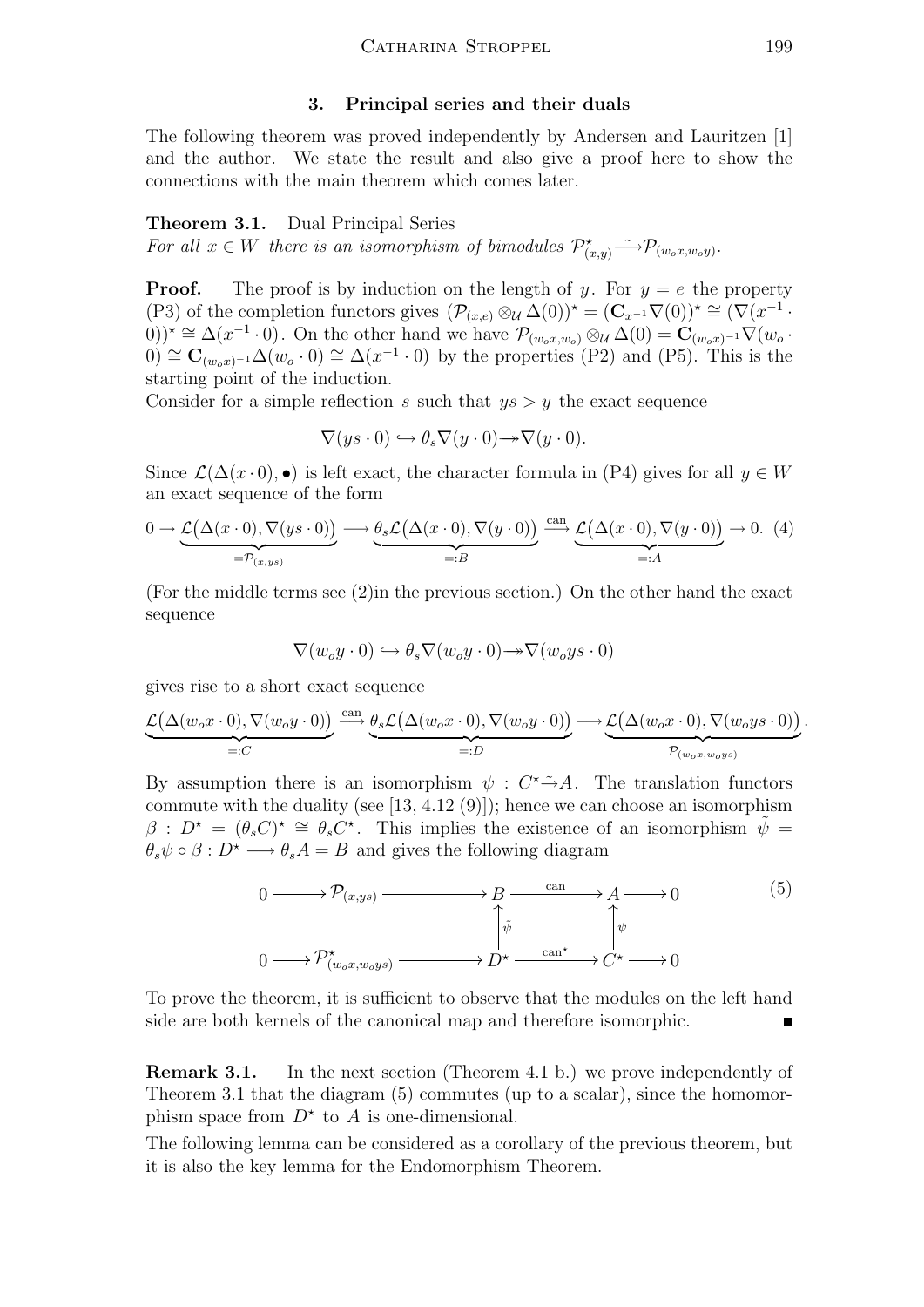## 3. Principal series and their duals

The following theorem was proved independently by Andersen and Lauritzen [1] and the author. We state the result and also give a proof here to show the connections with the main theorem which comes later.

**Theorem 3.1.** Dual Principal Series
*For all $x \in W$ there is an isomorphism of bimodules $\mathcal{P}^\star_{(x,y)} \xrightarrow{\sim} \mathcal{P}_{(w_o x, w_o y)}$.*

**Proof.** The proof is by induction on the length of $y$. For $y = e$ the property (P3) of the completion functors gives $(\mathcal{P}_{(x,e)} \otimes_{\mathcal{U}} \Delta(0))^\star = (\mathbf{C}_{x^{-1}} \nabla(0))^\star \cong (\nabla(x^{-1} \cdot 0))^\star \cong \Delta(x^{-1} \cdot 0)$. On the other hand we have $\mathcal{P}_{(w_o x, w_o)} \otimes_{\mathcal{U}} \Delta(0) = \mathbf{C}_{(w_o x)^{-1}} \nabla(w_o \cdot 0) \cong \mathbf{C}_{(w_o x)^{-1}} \Delta(w_o \cdot 0) \cong \Delta(x^{-1} \cdot 0)$ by the properties (P2) and (P5). This is the starting point of the induction.

Consider for a simple reflection $s$ such that $ys > y$ the exact sequence

$$\nabla(ys \cdot 0) \hookrightarrow \theta_s \nabla(y \cdot 0) \twoheadrightarrow \nabla(y \cdot 0).$$

Since $\mathcal{L}(\Delta(x \cdot 0), \bullet)$ is left exact, the character formula in (P4) gives for all $y \in W$ an exact sequence of the form

$$0 \to \underbrace{\mathcal{L}\big(\Delta(x \cdot 0), \nabla(ys \cdot 0)\big)}_{=\mathcal{P}_{(x,ys)}} \longrightarrow \underbrace{\theta_s \mathcal{L}\big(\Delta(x \cdot 0), \nabla(y \cdot 0)\big)}_{=:B} \xrightarrow{\text{can}} \underbrace{\mathcal{L}\big(\Delta(x \cdot 0), \nabla(y \cdot 0)\big)}_{=:A} \to 0. \quad (4)$$

(For the middle terms see (2)in the previous section.) On the other hand the exact sequence

$$\nabla(w_o y \cdot 0) \hookrightarrow \theta_s \nabla(w_o y \cdot 0) \twoheadrightarrow \nabla(w_o ys \cdot 0)$$

gives rise to a short exact sequence

$$\underbrace{\mathcal{L}\big(\Delta(w_o x \cdot 0), \nabla(w_o y \cdot 0)\big)}_{=:C} \xrightarrow{\text{can}} \underbrace{\theta_s \mathcal{L}\big(\Delta(w_o x \cdot 0), \nabla(w_o y \cdot 0)\big)}_{=:D} \longrightarrow \underbrace{\mathcal{L}\big(\Delta(w_o x \cdot 0), \nabla(w_o ys \cdot 0)\big)}_{\mathcal{P}_{(w_o x, w_o ys)}}.$$

By assumption there is an isomorphism $\psi : C^\star \tilde{\to} A$. The translation functors commute with the duality (see [13, 4.12 (9)]); hence we can choose an isomorphism $\beta : D^\star = (\theta_s C)^\star \cong \theta_s C^\star$. This implies the existence of an isomorphism $\tilde{\psi} = \theta_s \psi \circ \beta : D^\star \longrightarrow \theta_s A = B$ and gives the following diagram

$$\begin{array}{ccccccccc}
0 & \longrightarrow & \mathcal{P}_{(x,ys)} & \longrightarrow & B & \xrightarrow{\text{can}} & A & \longrightarrow & 0 \\
 & & & & \uparrow \tilde{\psi} & & \uparrow \psi & & \\
0 & \longrightarrow & \mathcal{P}^\star_{(w_o x, w_o ys)} & \longrightarrow & D^\star & \xrightarrow{\text{can}^\star} & C^\star & \longrightarrow & 0
\end{array} \quad (5)$$

To prove the theorem, it is sufficient to observe that the modules on the left hand side are both kernels of the canonical map and therefore isomorphic. ∎

**Remark 3.1.** In the next section (Theorem 4.1 b.) we prove independently of Theorem 3.1 that the diagram (5) commutes (up to a scalar), since the homomorphism space from $D^\star$ to $A$ is one-dimensional.

The following lemma can be considered as a corollary of the previous theorem, but it is also the key lemma for the Endomorphism Theorem.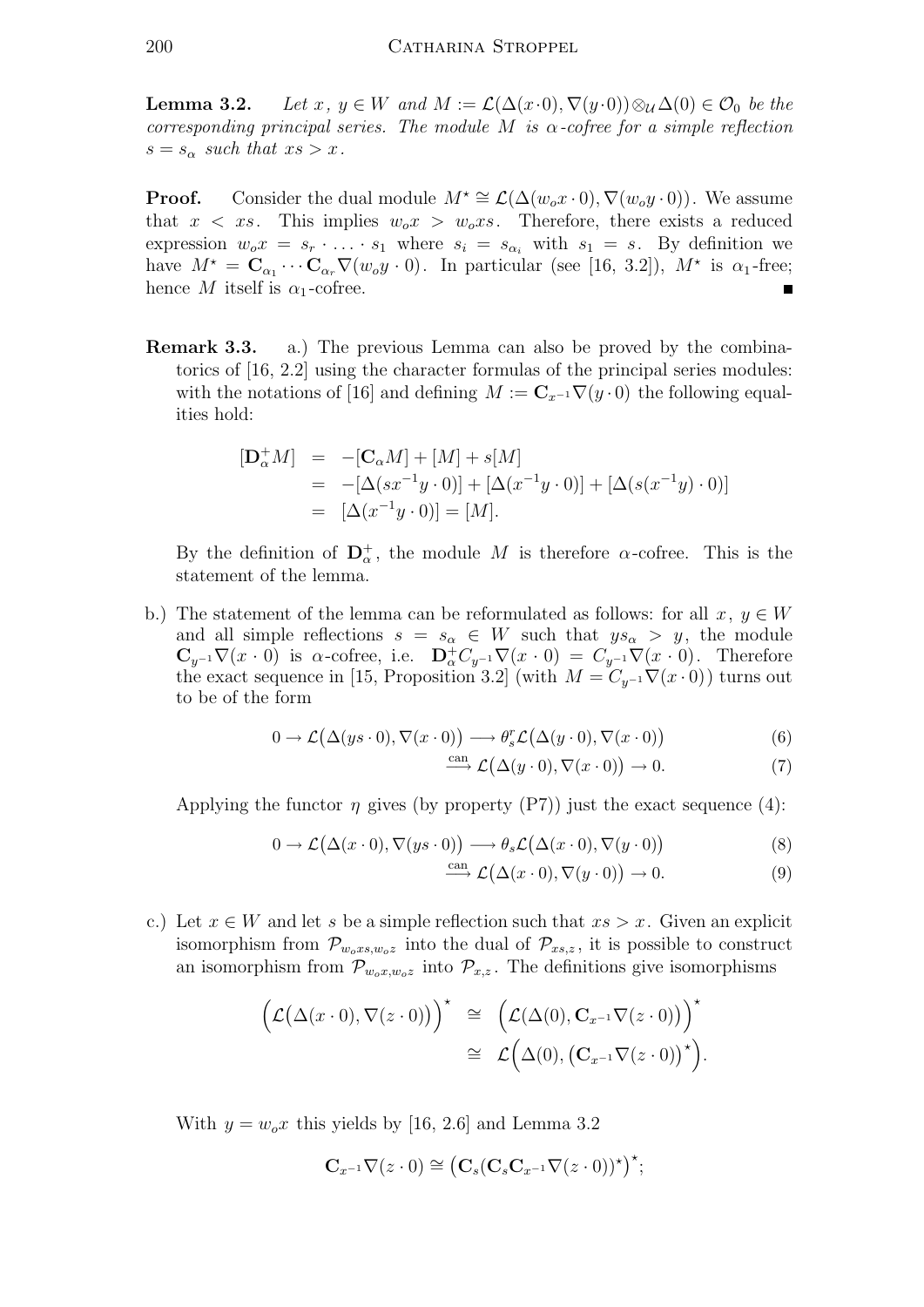**Lemma 3.2.** *Let $x$, $y \in W$ and $M := \mathcal{L}(\Delta(x\cdot 0), \nabla(y\cdot 0)) \otimes_{\mathcal{U}} \Delta(0) \in \mathcal{O}_0$ be the corresponding principal series. The module $M$ is $\alpha$-cofree for a simple reflection $s = s_\alpha$ such that $xs > x$.*

**Proof.** Consider the dual module $M^\star \cong \mathcal{L}(\Delta(w_o x\cdot 0), \nabla(w_o y\cdot 0))$. We assume that $x < xs$. This implies $w_o x > w_o xs$. Therefore, there exists a reduced expression $w_o x = s_r \cdot \ldots \cdot s_1$ where $s_i = s_{\alpha_i}$ with $s_1 = s$. By definition we have $M^\star = \mathbf{C}_{\alpha_1} \cdots \mathbf{C}_{\alpha_r} \nabla(w_o y\cdot 0)$. In particular (see [16, 3.2]), $M^\star$ is $\alpha_1$-free; hence $M$ itself is $\alpha_1$-cofree. ∎

**Remark 3.3.** a.) The previous Lemma can also be proved by the combinatorics of [16, 2.2] using the character formulas of the principal series modules: with the notations of [16] and defining $M := \mathbf{C}_{x^{-1}}\nabla(y\cdot 0)$ the following equalities hold:

$$
\begin{aligned}
[\mathbf{D}_\alpha^+ M] &= -[\mathbf{C}_\alpha M] + [M] + s[M] \\
&= -[\Delta(sx^{-1}y\cdot 0)] + [\Delta(x^{-1}y\cdot 0)] + [\Delta(s(x^{-1}y)\cdot 0)] \\
&= [\Delta(x^{-1}y\cdot 0)] = [M].
\end{aligned}
$$

By the definition of $\mathbf{D}_\alpha^+$, the module $M$ is therefore $\alpha$-cofree. This is the statement of the lemma.

b.) The statement of the lemma can be reformulated as follows: for all $x$, $y \in W$ and all simple reflections $s = s_\alpha \in W$ such that $ys_\alpha > y$, the module $\mathbf{C}_{y^{-1}}\nabla(x\cdot 0)$ is $\alpha$-cofree, i.e. $\mathbf{D}_\alpha^+ C_{y^{-1}}\nabla(x\cdot 0) = C_{y^{-1}}\nabla(x\cdot 0)$. Therefore the exact sequence in [15, Proposition 3.2] (with $M = C_{y^{-1}}\nabla(x\cdot 0)$) turns out to be of the form

$$
0 \to \mathcal{L}\big(\Delta(ys\cdot 0), \nabla(x\cdot 0)\big) \longrightarrow \theta_s^r \mathcal{L}\big(\Delta(y\cdot 0), \nabla(x\cdot 0)\big) \tag{6}
$$

$$
\xrightarrow{\text{can}} \mathcal{L}\big(\Delta(y\cdot 0), \nabla(x\cdot 0)\big) \to 0. \tag{7}
$$

Applying the functor $\eta$ gives (by property (P7)) just the exact sequence (4):

$$
0 \to \mathcal{L}\big(\Delta(x\cdot 0), \nabla(ys\cdot 0)\big) \longrightarrow \theta_s \mathcal{L}\big(\Delta(x\cdot 0), \nabla(y\cdot 0)\big) \tag{8}
$$

$$
\xrightarrow{\text{can}} \mathcal{L}\big(\Delta(x\cdot 0), \nabla(y\cdot 0)\big) \to 0. \tag{9}
$$

c.) Let $x \in W$ and let $s$ be a simple reflection such that $xs > x$. Given an explicit isomorphism from $\mathcal{P}_{w_o xs, w_o z}$ into the dual of $\mathcal{P}_{xs,z}$, it is possible to construct an isomorphism from $\mathcal{P}_{w_o x, w_o z}$ into $\mathcal{P}_{x,z}$. The definitions give isomorphisms

$$
\begin{aligned}
\Big(\mathcal{L}\big(\Delta(x\cdot 0), \nabla(z\cdot 0)\big)\Big)^\star &\cong \Big(\mathcal{L}\big(\Delta(0), \mathbf{C}_{x^{-1}}\nabla(z\cdot 0)\big)\Big)^\star \\
&\cong \mathcal{L}\Big(\Delta(0), \big(\mathbf{C}_{x^{-1}}\nabla(z\cdot 0)\big)^\star\Big).
\end{aligned}
$$

With $y = w_o x$ this yields by [16, 2.6] and Lemma 3.2

$$
\mathbf{C}_{x^{-1}}\nabla(z\cdot 0) \cong \big(\mathbf{C}_s(\mathbf{C}_s \mathbf{C}_{x^{-1}}\nabla(z\cdot 0))^\star\big)^\star;
$$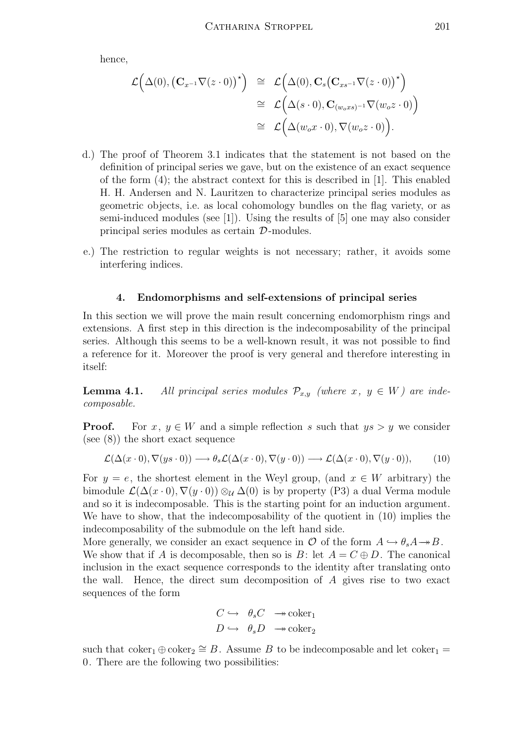hence,

$$\begin{aligned}
\mathcal{L}\Big(\Delta(0), \big(\mathbf{C}_{x^{-1}}\nabla(z\cdot 0)\big)^\star\Big) &\cong \mathcal{L}\Big(\Delta(0), \mathbf{C}_s\big(\mathbf{C}_{xs^{-1}}\nabla(z\cdot 0)\big)^\star\Big) \\
&\cong \mathcal{L}\Big(\Delta(s\cdot 0), \mathbf{C}_{(w_o xs)^{-1}}\nabla(w_o z\cdot 0)\Big) \\
&\cong \mathcal{L}\Big(\Delta(w_o x\cdot 0), \nabla(w_o z\cdot 0)\Big).
\end{aligned}$$

d.) The proof of Theorem 3.1 indicates that the statement is not based on the definition of principal series we gave, but on the existence of an exact sequence of the form (4); the abstract context for this is described in [1]. This enabled H. H. Andersen and N. Lauritzen to characterize principal series modules as geometric objects, i.e. as local cohomology bundles on the flag variety, or as semi-induced modules (see [1]). Using the results of [5] one may also consider principal series modules as certain $\mathcal{D}$-modules.

e.) The restriction to regular weights is not necessary; rather, it avoids some interfering indices.

## 4. Endomorphisms and self-extensions of principal series

In this section we will prove the main result concerning endomorphism rings and extensions. A first step in this direction is the indecomposability of the principal series. Although this seems to be a well-known result, it was not possible to find a reference for it. Moreover the proof is very general and therefore interesting in itself:

**Lemma 4.1.** *All principal series modules $\mathcal{P}_{x,y}$ (where $x,\ y\in W$) are indecomposable.*

**Proof.** For $x,\ y\in W$ and a simple reflection $s$ such that $ys > y$ we consider (see (8)) the short exact sequence

$$\mathcal{L}(\Delta(x\cdot 0), \nabla(ys\cdot 0)) \longrightarrow \theta_s\mathcal{L}(\Delta(x\cdot 0), \nabla(y\cdot 0)) \longrightarrow \mathcal{L}(\Delta(x\cdot 0), \nabla(y\cdot 0)), \qquad (10)$$

For $y = e$, the shortest element in the Weyl group, (and $x\in W$ arbitrary) the bimodule $\mathcal{L}(\Delta(x\cdot 0), \nabla(y\cdot 0)) \otimes_{\mathcal{U}} \Delta(0)$ is by property (P3) a dual Verma module and so it is indecomposable. This is the starting point for an induction argument. We have to show, that the indecomposability of the quotient in (10) implies the indecomposability of the submodule on the left hand side.

More generally, we consider an exact sequence in $\mathcal{O}$ of the form $A \hookrightarrow \theta_s A \twoheadrightarrow B$. We show that if $A$ is decomposable, then so is $B$: let $A = C\oplus D$. The canonical inclusion in the exact sequence corresponds to the identity after translating onto the wall. Hence, the direct sum decomposition of $A$ gives rise to two exact sequences of the form

$$\begin{aligned}
C &\hookrightarrow \theta_s C \twoheadrightarrow \operatorname{coker}_1 \\
D &\hookrightarrow \theta_s D \twoheadrightarrow \operatorname{coker}_2
\end{aligned}$$

such that $\operatorname{coker}_1 \oplus \operatorname{coker}_2 \cong B$. Assume $B$ to be indecomposable and let $\operatorname{coker}_1 = 0$. There are the following two possibilities: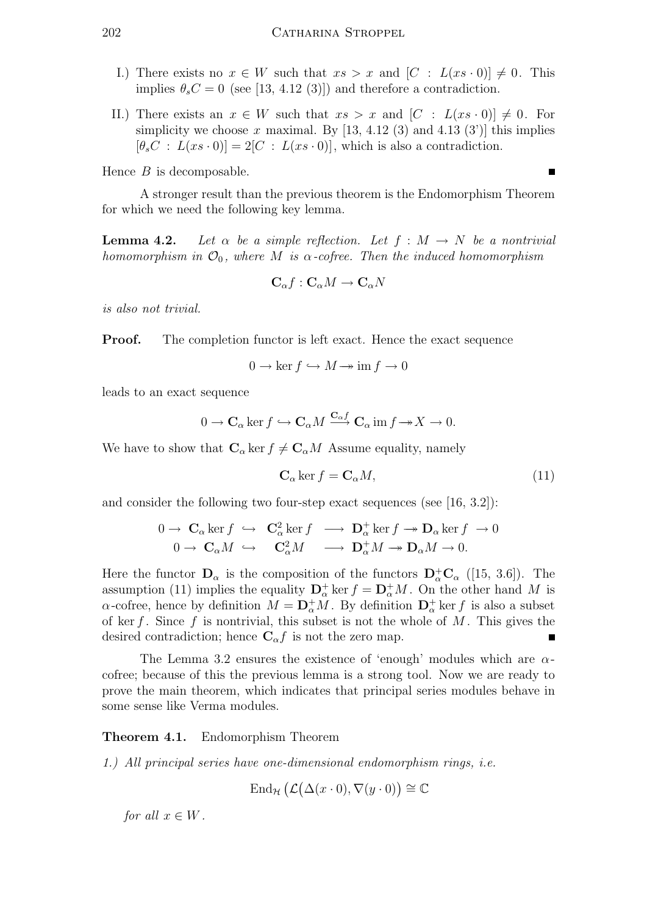I.) There exists no $x \in W$ such that $xs > x$ and $[C : L(xs \cdot 0)] \neq 0$. This implies $\theta_s C = 0$ (see [13, 4.12 (3)]) and therefore a contradiction.

II.) There exists an $x \in W$ such that $xs > x$ and $[C : L(xs \cdot 0)] \neq 0$. For simplicity we choose $x$ maximal. By [13, 4.12 (3) and 4.13 (3')] this implies $[\theta_s C : L(xs \cdot 0)] = 2[C : L(xs \cdot 0)]$, which is also a contradiction.

Hence $B$ is decomposable. ∎

A stronger result than the previous theorem is the Endomorphism Theorem for which we need the following key lemma.

**Lemma 4.2.** *Let $\alpha$ be a simple reflection. Let $f : M \to N$ be a nontrivial homomorphism in $\mathcal{O}_0$, where $M$ is $\alpha$-cofree. Then the induced homomorphism*

$$\mathbf{C}_\alpha f : \mathbf{C}_\alpha M \to \mathbf{C}_\alpha N$$

*is also not trivial.*

**Proof.** The completion functor is left exact. Hence the exact sequence

$$0 \to \ker f \hookrightarrow M \twoheadrightarrow \operatorname{im} f \to 0$$

leads to an exact sequence

$$0 \to \mathbf{C}_\alpha \ker f \hookrightarrow \mathbf{C}_\alpha M \xrightarrow{\mathbf{C}_\alpha f} \mathbf{C}_\alpha \operatorname{im} f \twoheadrightarrow X \to 0.$$

We have to show that $\mathbf{C}_\alpha \ker f \neq \mathbf{C}_\alpha M$ Assume equality, namely

$$\mathbf{C}_\alpha \ker f = \mathbf{C}_\alpha M, \tag{11}$$

and consider the following two four-step exact sequences (see [16, 3.2]):

$$\begin{array}{ccccccccc} 0 \to & \mathbf{C}_\alpha \ker f & \hookrightarrow & \mathbf{C}_\alpha^2 \ker f & \longrightarrow & \mathbf{D}_\alpha^+ \ker f & \twoheadrightarrow & \mathbf{D}_\alpha \ker f & \to 0 \\ 0 \to & \mathbf{C}_\alpha M & \hookrightarrow & \mathbf{C}_\alpha^2 M & \longrightarrow & \mathbf{D}_\alpha^+ M & \twoheadrightarrow & \mathbf{D}_\alpha M & \to 0. \end{array}$$

Here the functor $\mathbf{D}_\alpha$ is the composition of the functors $\mathbf{D}_\alpha^+ \mathbf{C}_\alpha$ ([15, 3.6]). The assumption (11) implies the equality $\mathbf{D}_\alpha^+ \ker f = \mathbf{D}_\alpha^+ M$. On the other hand $M$ is $\alpha$-cofree, hence by definition $M = \mathbf{D}_\alpha^+ M$. By definition $\mathbf{D}_\alpha^+ \ker f$ is also a subset of $\ker f$. Since $f$ is nontrivial, this subset is not the whole of $M$. This gives the desired contradiction; hence $\mathbf{C}_\alpha f$ is not the zero map. ∎

The Lemma 3.2 ensures the existence of 'enough' modules which are $\alpha$-cofree; because of this the previous lemma is a strong tool. Now we are ready to prove the main theorem, which indicates that principal series modules behave in some sense like Verma modules.

**Theorem 4.1.** Endomorphism Theorem

*1.) All principal series have one-dimensional endomorphism rings, i.e.*

$$\operatorname{End}_{\mathcal{H}} \big(\mathcal{L}\big(\Delta(x \cdot 0), \nabla(y \cdot 0)\big) \cong \mathbb{C}$$

*for all $x \in W$.*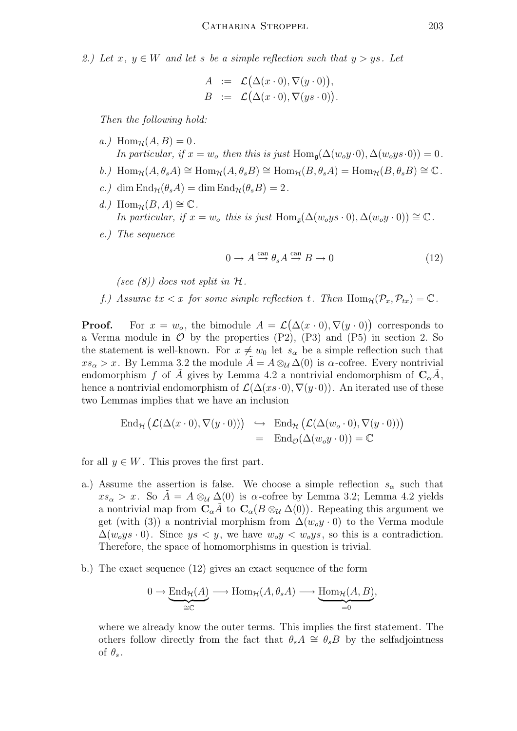*2.) Let $x$, $y \in W$ and let $s$ be a simple reflection such that $y > ys$. Let*

$$A := \mathcal{L}\big(\Delta(x \cdot 0), \nabla(y \cdot 0)\big),$$
$$B := \mathcal{L}\big(\Delta(x \cdot 0), \nabla(ys \cdot 0)\big).$$

*Then the following hold:*

- *a.)* $\operatorname{Hom}_{\mathcal{H}}(A, B) = 0$.
  *In particular, if $x = w_o$ then this is just $\operatorname{Hom}_{\mathfrak{g}}(\Delta(w_o y \cdot 0), \Delta(w_o ys \cdot 0)) = 0$.*
- *b.)* $\operatorname{Hom}_{\mathcal{H}}(A, \theta_s A) \cong \operatorname{Hom}_{\mathcal{H}}(A, \theta_s B) \cong \operatorname{Hom}_{\mathcal{H}}(B, \theta_s A) = \operatorname{Hom}_{\mathcal{H}}(B, \theta_s B) \cong \mathbb{C}$.
- *c.)* $\dim \operatorname{End}_{\mathcal{H}}(\theta_s A) = \dim \operatorname{End}_{\mathcal{H}}(\theta_s B) = 2$.
- *d.)* $\operatorname{Hom}_{\mathcal{H}}(B, A) \cong \mathbb{C}$.
  *In particular, if $x = w_o$ this is just $\operatorname{Hom}_{\mathfrak{g}}(\Delta(w_o ys \cdot 0), \Delta(w_o y \cdot 0)) \cong \mathbb{C}$.*
- *e.) The sequence*

$$0 \to A \overset{\text{can}}{\to} \theta_s A \overset{\text{can}}{\to} B \to 0 \tag{12}$$

  *(see (8)) does not split in $\mathcal{H}$.*
- *f.) Assume $tx < x$ for some simple reflection $t$. Then $\operatorname{Hom}_{\mathcal{H}}(\mathcal{P}_x, \mathcal{P}_{tx}) = \mathbb{C}$.*

**Proof.** For $x = w_o$, the bimodule $A = \mathcal{L}\big(\Delta(x \cdot 0), \nabla(y \cdot 0)\big)$ corresponds to a Verma module in $\mathcal{O}$ by the properties (P2), (P3) and (P5) in section 2. So the statement is well-known. For $x \neq w_0$ let $s_\alpha$ be a simple reflection such that $xs_\alpha > x$. By Lemma 3.2 the module $\tilde{A} = A \otimes_{\mathcal{U}} \Delta(0)$ is $\alpha$-cofree. Every nontrivial endomorphism $f$ of $\tilde{A}$ gives by Lemma 4.2 a nontrivial endomorphism of $\mathbf{C}_\alpha \tilde{A}$, hence a nontrivial endomorphism of $\mathcal{L}(\Delta(xs \cdot 0), \nabla(y \cdot 0))$. An iterated use of these two Lemmas implies that we have an inclusion

$$\begin{aligned}
\operatorname{End}_{\mathcal{H}}\big(\mathcal{L}(\Delta(x \cdot 0), \nabla(y \cdot 0))\big) &\hookrightarrow \operatorname{End}_{\mathcal{H}}\big(\mathcal{L}(\Delta(w_o \cdot 0), \nabla(y \cdot 0))\big) \\
&= \operatorname{End}_{\mathcal{O}}(\Delta(w_o y \cdot 0)) = \mathbb{C}
\end{aligned}$$

for all $y \in W$. This proves the first part.

- a.) Assume the assertion is false. We choose a simple reflection $s_\alpha$ such that $xs_\alpha > x$. So $\tilde{A} = A \otimes_{\mathcal{U}} \Delta(0)$ is $\alpha$-cofree by Lemma 3.2; Lemma 4.2 yields a nontrivial map from $\mathbf{C}_\alpha \tilde{A}$ to $\mathbf{C}_\alpha(B \otimes_{\mathcal{U}} \Delta(0))$. Repeating this argument we get (with (3)) a nontrivial morphism from $\Delta(w_o y \cdot 0)$ to the Verma module $\Delta(w_o ys \cdot 0)$. Since $ys < y$, we have $w_o y < w_o ys$, so this is a contradiction. Therefore, the space of homomorphisms in question is trivial.

- b.) The exact sequence (12) gives an exact sequence of the form

$$0 \to \underbrace{\operatorname{End}_{\mathcal{H}}(A)}_{\cong \mathbb{C}} \longrightarrow \operatorname{Hom}_{\mathcal{H}}(A, \theta_s A) \longrightarrow \underbrace{\operatorname{Hom}_{\mathcal{H}}(A, B)}_{=0},$$

  where we already know the outer terms. This implies the first statement. The others follow directly from the fact that $\theta_s A \cong \theta_s B$ by the selfadjointness of $\theta_s$.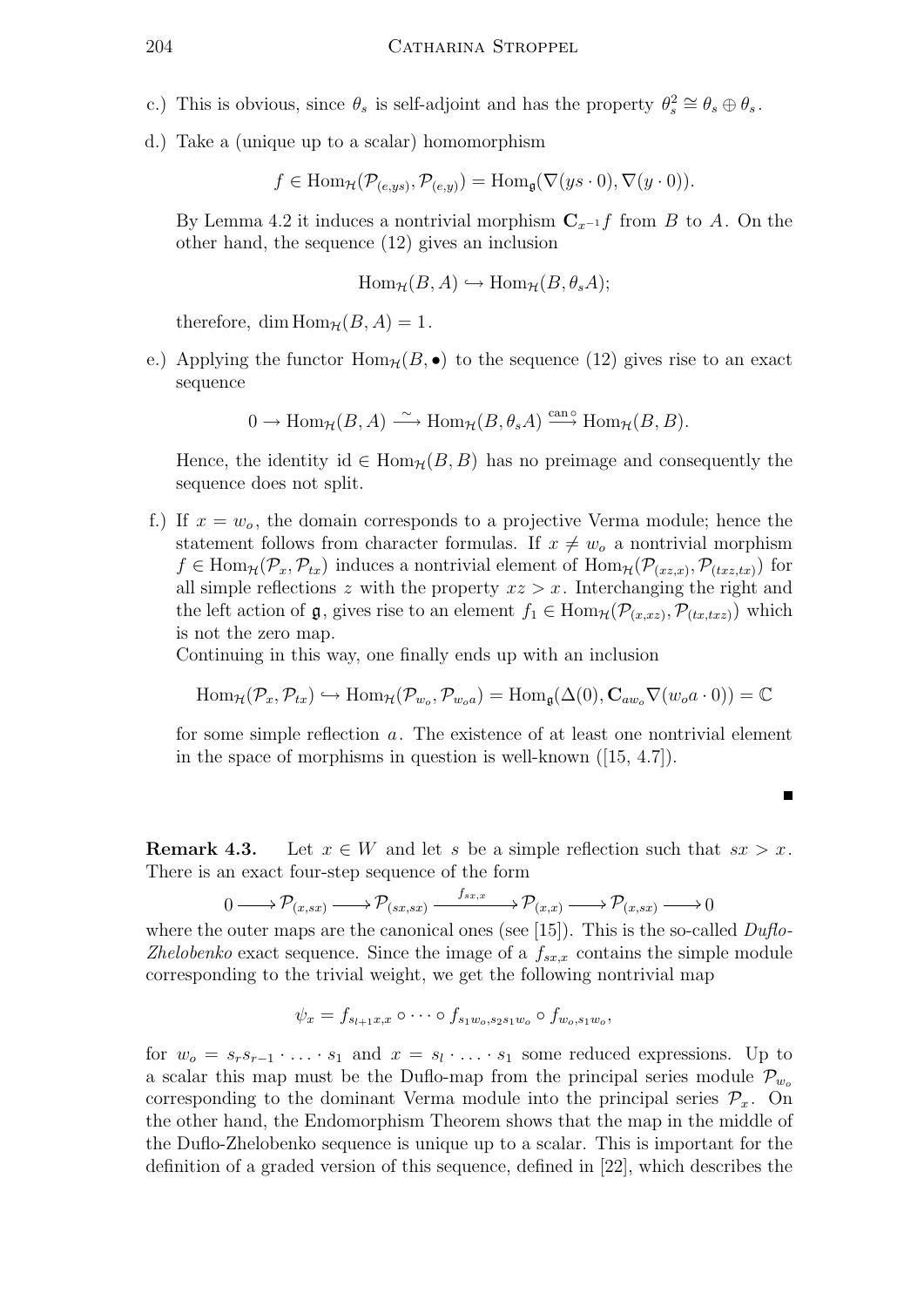c.) This is obvious, since $\theta_s$ is self-adjoint and has the property $\theta_s^2 \cong \theta_s \oplus \theta_s$.

d.) Take a (unique up to a scalar) homomorphism

$$f \in \mathrm{Hom}_{\mathcal{H}}(\mathcal{P}_{(e,ys)}, \mathcal{P}_{(e,y)}) = \mathrm{Hom}_{\mathfrak{g}}(\nabla(ys \cdot 0), \nabla(y \cdot 0)).$$

By Lemma 4.2 it induces a nontrivial morphism $\mathbf{C}_{x^{-1}}f$ from $B$ to $A$. On the other hand, the sequence (12) gives an inclusion

$$\mathrm{Hom}_{\mathcal{H}}(B, A) \hookrightarrow \mathrm{Hom}_{\mathcal{H}}(B, \theta_s A);$$

therefore, $\dim \mathrm{Hom}_{\mathcal{H}}(B, A) = 1$.

e.) Applying the functor $\mathrm{Hom}_{\mathcal{H}}(B, \bullet)$ to the sequence (12) gives rise to an exact sequence

$$0 \to \mathrm{Hom}_{\mathcal{H}}(B, A) \stackrel{\sim}{\longrightarrow} \mathrm{Hom}_{\mathcal{H}}(B, \theta_s A) \stackrel{\mathrm{can}\,\circ}{\longrightarrow} \mathrm{Hom}_{\mathcal{H}}(B, B).$$

Hence, the identity $\mathrm{id} \in \mathrm{Hom}_{\mathcal{H}}(B, B)$ has no preimage and consequently the sequence does not split.

f.) If $x = w_o$, the domain corresponds to a projective Verma module; hence the statement follows from character formulas. If $x \neq w_o$ a nontrivial morphism $f \in \mathrm{Hom}_{\mathcal{H}}(\mathcal{P}_x, \mathcal{P}_{tx})$ induces a nontrivial element of $\mathrm{Hom}_{\mathcal{H}}(\mathcal{P}_{(xz,x)}, \mathcal{P}_{(txz,tx)})$ for all simple reflections $z$ with the property $xz > x$. Interchanging the right and the left action of $\mathfrak{g}$, gives rise to an element $f_1 \in \mathrm{Hom}_{\mathcal{H}}(\mathcal{P}_{(x,xz)}, \mathcal{P}_{(tx,txz)})$ which is not the zero map.
Continuing in this way, one finally ends up with an inclusion

$$\mathrm{Hom}_{\mathcal{H}}(\mathcal{P}_x, \mathcal{P}_{tx}) \hookrightarrow \mathrm{Hom}_{\mathcal{H}}(\mathcal{P}_{w_o}, \mathcal{P}_{w_o a}) = \mathrm{Hom}_{\mathfrak{g}}(\Delta(0), \mathbf{C}_{a w_o} \nabla(w_o a \cdot 0)) = \mathbb{C}$$

for some simple reflection $a$. The existence of at least one nontrivial element in the space of morphisms in question is well-known ([15, 4.7]).

∎

**Remark 4.3.** Let $x \in W$ and let $s$ be a simple reflection such that $sx > x$. There is an exact four-step sequence of the form

$$0 \longrightarrow \mathcal{P}_{(x,sx)} \longrightarrow \mathcal{P}_{(sx,sx)} \xrightarrow{f_{sx,x}} \mathcal{P}_{(x,x)} \longrightarrow \mathcal{P}_{(x,sx)} \longrightarrow 0$$

where the outer maps are the canonical ones (see [15]). This is the so-called *Duflo-Zhelobenko* exact sequence. Since the image of a $f_{sx,x}$ contains the simple module corresponding to the trivial weight, we get the following nontrivial map

$$\psi_x = f_{s_{l+1}x,x} \circ \cdots \circ f_{s_1 w_o, s_2 s_1 w_o} \circ f_{w_o, s_1 w_o},$$

for $w_o = s_r s_{r-1} \cdot \ldots \cdot s_1$ and $x = s_l \cdot \ldots \cdot s_1$ some reduced expressions. Up to a scalar this map must be the Duflo-map from the principal series module $\mathcal{P}_{w_o}$ corresponding to the dominant Verma module into the principal series $\mathcal{P}_x$. On the other hand, the Endomorphism Theorem shows that the map in the middle of the Duflo-Zhelobenko sequence is unique up to a scalar. This is important for the definition of a graded version of this sequence, defined in [22], which describes the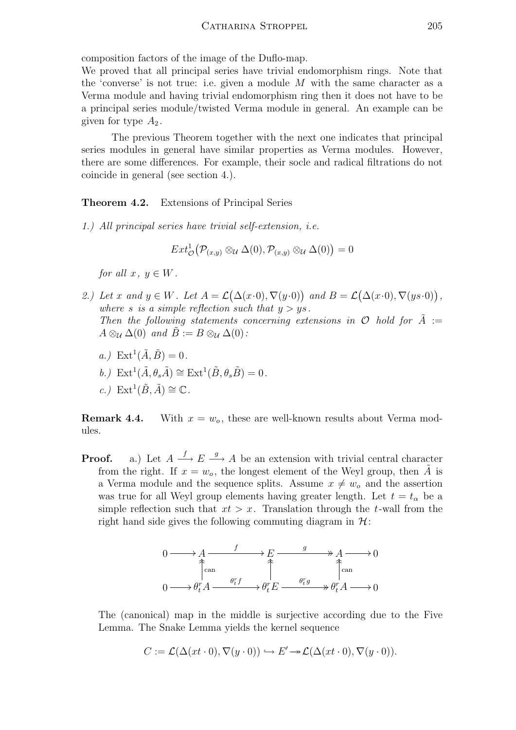composition factors of the image of the Duflo-map.
We proved that all principal series have trivial endomorphism rings. Note that the 'converse' is not true: i.e. given a module $M$ with the same character as a Verma module and having trivial endomorphism ring then it does not have to be a principal series module/twisted Verma module in general. An example can be given for type $A_2$.

The previous Theorem together with the next one indicates that principal series modules in general have similar properties as Verma modules. However, there are some differences. For example, their socle and radical filtrations do not coincide in general (see section 4.).

**Theorem 4.2.** Extensions of Principal Series

*1.) All principal series have trivial self-extension, i.e.*

$$Ext^1_{\mathcal{O}}\big(\mathcal{P}_{(x,y)} \otimes_{\mathcal{U}} \Delta(0), \mathcal{P}_{(x,y)} \otimes_{\mathcal{U}} \Delta(0)\big) = 0$$

*for all $x$, $y \in W$.*

*2.) Let $x$ and $y \in W$. Let $A = \mathcal{L}\big(\Delta(x\cdot 0), \nabla(y\cdot 0)\big)$ and $B = \mathcal{L}\big(\Delta(x\cdot 0), \nabla(ys\cdot 0)\big)$, where $s$ is a simple reflection such that $y > ys$.*
*Then the following statements concerning extensions in $\mathcal{O}$ hold for $\tilde{A} := A \otimes_{\mathcal{U}} \Delta(0)$ and $\tilde{B} := B \otimes_{\mathcal{U}} \Delta(0)$:*

*a.) $\mathrm{Ext}^1(\tilde{A}, \tilde{B}) = 0$.*

*b.) $\mathrm{Ext}^1(\tilde{A}, \theta_s\tilde{A}) \cong \mathrm{Ext}^1(\tilde{B}, \theta_s\tilde{B}) = 0$.*

*c.) $\mathrm{Ext}^1(\tilde{B}, \tilde{A}) \cong \mathbb{C}$.*

**Remark 4.4.** With $x = w_o$, these are well-known results about Verma modules.

**Proof.** a.) Let $A \xrightarrow{f} E \xrightarrow{g} A$ be an extension with trivial central character from the right. If $x = w_o$, the longest element of the Weyl group, then $\tilde{A}$ is a Verma module and the sequence splits. Assume $x \neq w_o$ and the assertion was true for all Weyl group elements having greater length. Let $t = t_\alpha$ be a simple reflection such that $xt > x$. Translation through the $t$-wall from the right hand side gives the following commuting diagram in $\mathcal{H}$:

$$\begin{array}{ccccccccc}
0 & \longrightarrow & A & \xrightarrow{\quad f \quad} & E & \xrightarrow{\quad g \quad} & A & \longrightarrow & 0 \\
 & & \uparrow{\scriptstyle \text{can}} & & \uparrow & & \uparrow{\scriptstyle \text{can}} & & \\
0 & \longrightarrow & \theta_t^r A & \xrightarrow{\theta_t^r f} & \theta_t^r E & \xrightarrow{\theta_t^r g} & \theta_t^r A & \longrightarrow & 0
\end{array}$$

The (canonical) map in the middle is surjective according due to the Five Lemma. The Snake Lemma yields the kernel sequence

$$C := \mathcal{L}(\Delta(xt\cdot 0), \nabla(y\cdot 0)) \hookrightarrow E' \twoheadrightarrow \mathcal{L}(\Delta(xt\cdot 0), \nabla(y\cdot 0)).$$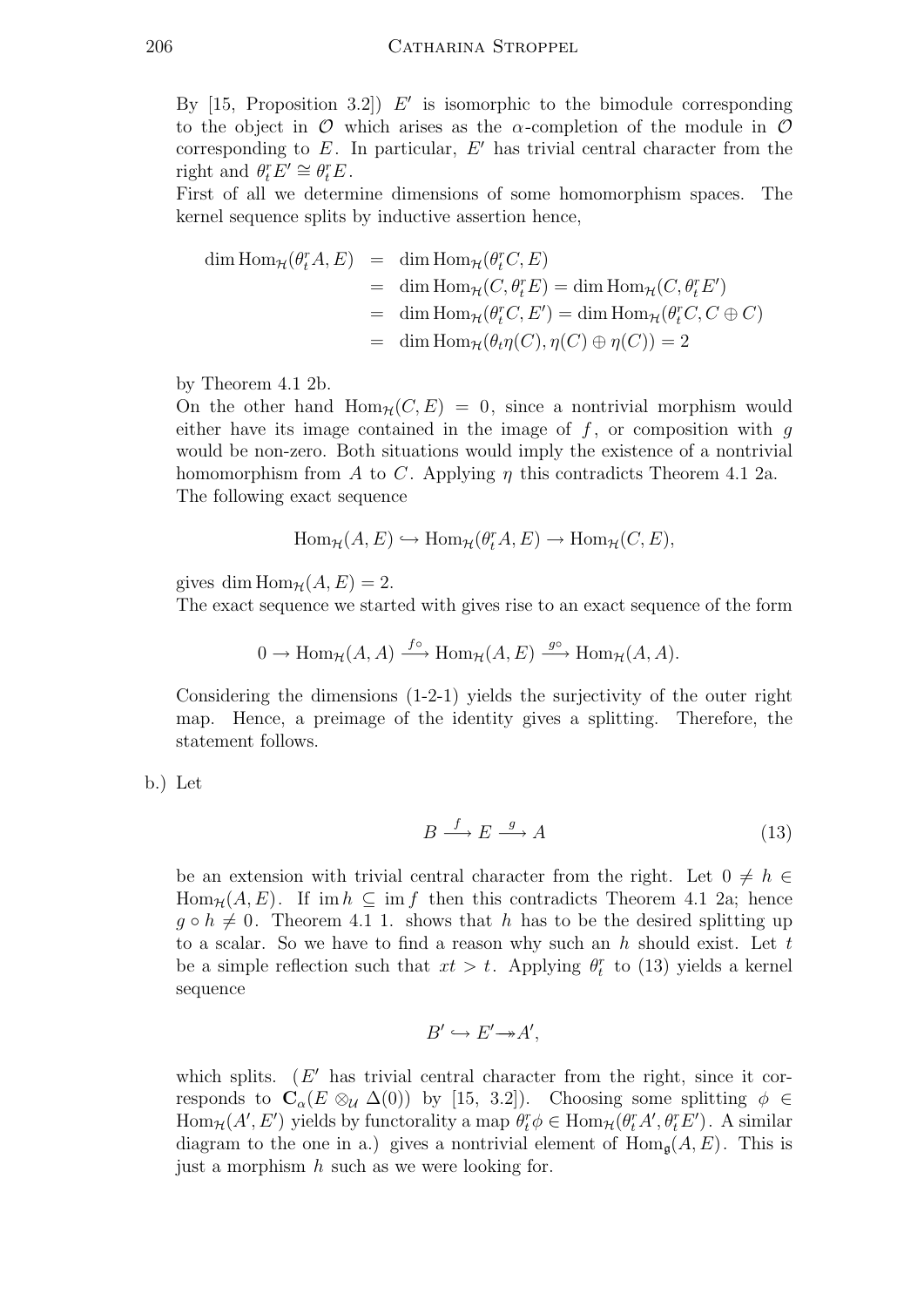By [15, Proposition 3.2]) $E'$ is isomorphic to the bimodule corresponding to the object in $\mathcal{O}$ which arises as the $\alpha$-completion of the module in $\mathcal{O}$ corresponding to $E$. In particular, $E'$ has trivial central character from the right and $\theta_t^r E' \cong \theta_t^r E$.

First of all we determine dimensions of some homomorphism spaces. The kernel sequence splits by inductive assertion hence,

$$\begin{aligned}
\dim \mathrm{Hom}_{\mathcal{H}}(\theta_t^r A, E) &= \dim \mathrm{Hom}_{\mathcal{H}}(\theta_t^r C, E) \\
&= \dim \mathrm{Hom}_{\mathcal{H}}(C, \theta_t^r E) = \dim \mathrm{Hom}_{\mathcal{H}}(C, \theta_t^r E') \\
&= \dim \mathrm{Hom}_{\mathcal{H}}(\theta_t^r C, E') = \dim \mathrm{Hom}_{\mathcal{H}}(\theta_t^r C, C \oplus C) \\
&= \dim \mathrm{Hom}_{\mathcal{H}}(\theta_t \eta(C), \eta(C) \oplus \eta(C)) = 2
\end{aligned}$$

by Theorem 4.1 2b.

On the other hand $\mathrm{Hom}_{\mathcal{H}}(C, E) = 0$, since a nontrivial morphism would either have its image contained in the image of $f$, or composition with $g$ would be non-zero. Both situations would imply the existence of a nontrivial homomorphism from $A$ to $C$. Applying $\eta$ this contradicts Theorem 4.1 2a.

The following exact sequence

$$\mathrm{Hom}_{\mathcal{H}}(A, E) \hookrightarrow \mathrm{Hom}_{\mathcal{H}}(\theta_t^r A, E) \to \mathrm{Hom}_{\mathcal{H}}(C, E),$$

gives $\dim \mathrm{Hom}_{\mathcal{H}}(A, E) = 2$.

The exact sequence we started with gives rise to an exact sequence of the form

$$0 \to \mathrm{Hom}_{\mathcal{H}}(A, A) \xrightarrow{f\circ} \mathrm{Hom}_{\mathcal{H}}(A, E) \xrightarrow{g\circ} \mathrm{Hom}_{\mathcal{H}}(A, A).$$

Considering the dimensions (1-2-1) yields the surjectivity of the outer right map. Hence, a preimage of the identity gives a splitting. Therefore, the statement follows.

b.) Let

$$B \xrightarrow{f} E \xrightarrow{g} A \tag{13}$$

be an extension with trivial central character from the right. Let $0 \neq h \in \mathrm{Hom}_{\mathcal{H}}(A, E)$. If $\mathrm{im}\, h \subseteq \mathrm{im}\, f$ then this contradicts Theorem 4.1 2a; hence $g \circ h \neq 0$. Theorem 4.1 1. shows that $h$ has to be the desired splitting up to a scalar. So we have to find a reason why such an $h$ should exist. Let $t$ be a simple reflection such that $xt > t$. Applying $\theta_t^r$ to (13) yields a kernel sequence

$$B' \hookrightarrow E' \twoheadrightarrow A',$$

which splits. ($E'$ has trivial central character from the right, since it corresponds to $\mathbf{C}_\alpha(E \otimes_{\mathcal{U}} \Delta(0))$ by [15, 3.2]). Choosing some splitting $\phi \in \mathrm{Hom}_{\mathcal{H}}(A', E')$ yields by functorality a map $\theta_t^r \phi \in \mathrm{Hom}_{\mathcal{H}}(\theta_t^r A', \theta_t^r E')$. A similar diagram to the one in a.) gives a nontrivial element of $\mathrm{Hom}_{\mathfrak{g}}(A, E)$. This is just a morphism $h$ such as we were looking for.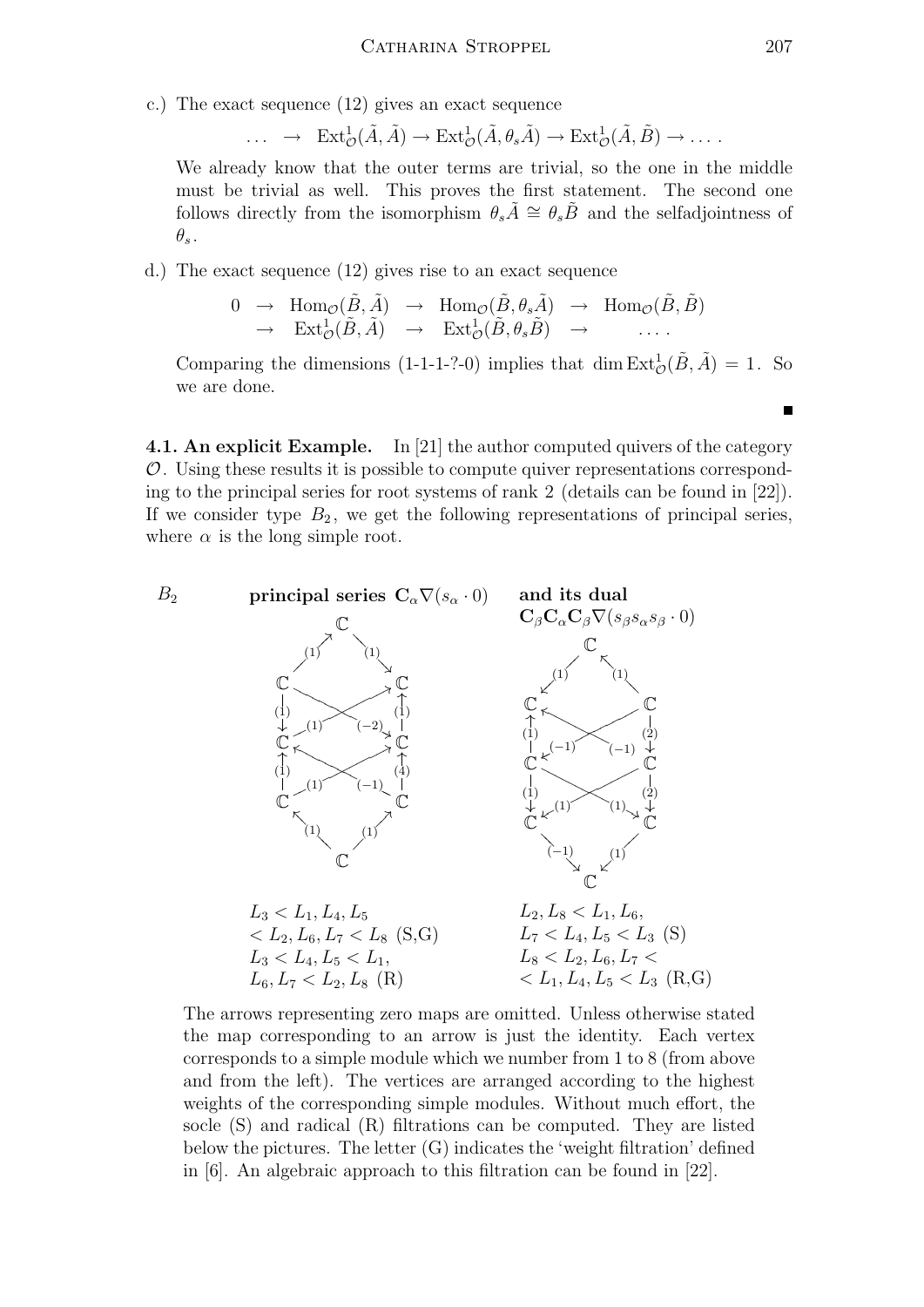c.) The exact sequence (12) gives an exact sequence

$$\dots \;\rightarrow\; \operatorname{Ext}^1_{\mathcal{O}}(\tilde{A},\tilde{A}) \rightarrow \operatorname{Ext}^1_{\mathcal{O}}(\tilde{A},\theta_s\tilde{A}) \rightarrow \operatorname{Ext}^1_{\mathcal{O}}(\tilde{A},\tilde{B}) \rightarrow \dots .$$

We already know that the outer terms are trivial, so the one in the middle must be trivial as well. This proves the first statement. The second one follows directly from the isomorphism $\theta_s\tilde{A} \cong \theta_s\tilde{B}$ and the selfadjointness of $\theta_s$.

d.) The exact sequence (12) gives rise to an exact sequence

$$\begin{array}{ccccccc} 0 & \rightarrow & \operatorname{Hom}_{\mathcal{O}}(\tilde{B},\tilde{A}) & \rightarrow & \operatorname{Hom}_{\mathcal{O}}(\tilde{B},\theta_s\tilde{A}) & \rightarrow & \operatorname{Hom}_{\mathcal{O}}(\tilde{B},\tilde{B}) \\ & \rightarrow & \operatorname{Ext}^1_{\mathcal{O}}(\tilde{B},\tilde{A}) & \rightarrow & \operatorname{Ext}^1_{\mathcal{O}}(\tilde{B},\theta_s\tilde{B}) & \rightarrow & \dots . \end{array}$$

Comparing the dimensions (1-1-1-?-0) implies that $\dim \operatorname{Ext}^1_{\mathcal{O}}(\tilde{B},\tilde{A}) = 1$. So we are done.

∎

**4.1. An explicit Example.** In [21] the author computed quivers of the category $\mathcal{O}$. Using these results it is possible to compute quiver representations corresponding to the principal series for root systems of rank 2 (details can be found in [22]). If we consider type $B_2$, we get the following representations of principal series, where $\alpha$ is the long simple root.

$B_2$ — **principal series** $\mathbf{C}_\alpha\nabla(s_\alpha \cdot 0)$ — **and its dual** $\mathbf{C}_\beta\mathbf{C}_\alpha\mathbf{C}_\beta\nabla(s_\beta s_\alpha s_\beta \cdot 0)$

Principal series:

$L_3 < L_1, L_4, L_5$
$< L_2, L_6, L_7 < L_8$ (S,G)
$L_3 < L_4, L_5 < L_1,$
$L_6, L_7 < L_2, L_8$ (R)

Its dual:

$L_2, L_8 < L_1, L_6,$
$L_7 < L_4, L_5 < L_3$ (S)
$L_8 < L_2, L_6, L_7 <$
$< L_1, L_4, L_5 < L_3$ (R,G)

The arrows representing zero maps are omitted. Unless otherwise stated the map corresponding to an arrow is just the identity. Each vertex corresponds to a simple module which we number from 1 to 8 (from above and from the left). The vertices are arranged according to the highest weights of the corresponding simple modules. Without much effort, the socle (S) and radical (R) filtrations can be computed. They are listed below the pictures. The letter (G) indicates the 'weight filtration' defined in [6]. An algebraic approach to this filtration can be found in [22].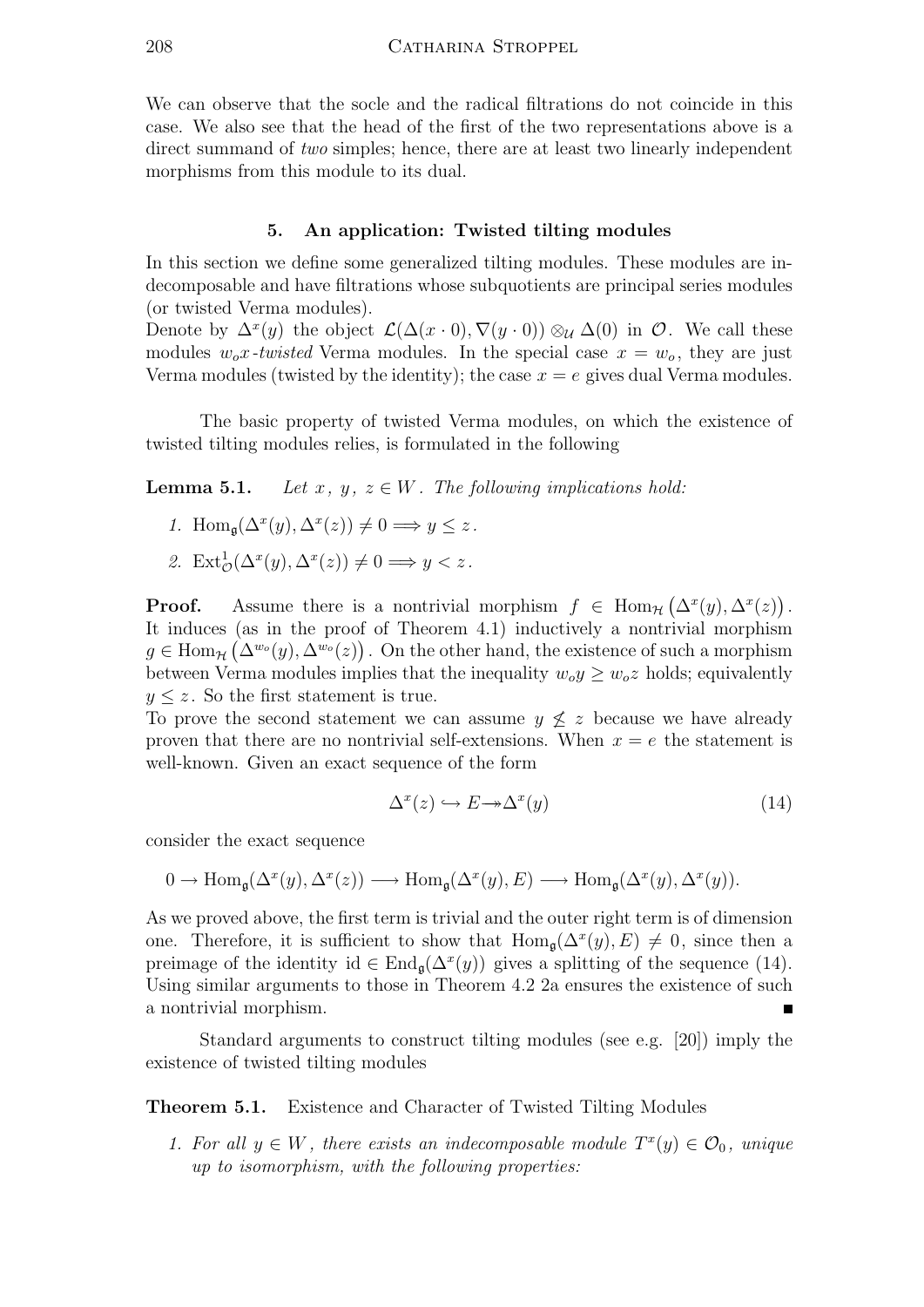We can observe that the socle and the radical filtrations do not coincide in this case. We also see that the head of the first of the two representations above is a direct summand of *two* simples; hence, there are at least two linearly independent morphisms from this module to its dual.

## 5. An application: Twisted tilting modules

In this section we define some generalized tilting modules. These modules are indecomposable and have filtrations whose subquotients are principal series modules (or twisted Verma modules).

Denote by $\Delta^x(y)$ the object $\mathcal{L}(\Delta(x\cdot 0), \nabla(y\cdot 0)) \otimes_{\mathcal{U}} \Delta(0)$ in $\mathcal{O}$. We call these modules $w_o x$*-twisted* Verma modules. In the special case $x = w_o$, they are just Verma modules (twisted by the identity); the case $x = e$ gives dual Verma modules.

The basic property of twisted Verma modules, on which the existence of twisted tilting modules relies, is formulated in the following

**Lemma 5.1.** *Let $x$, $y$, $z \in W$. The following implications hold:*

1. $\operatorname{Hom}_{\mathfrak{g}}(\Delta^x(y), \Delta^x(z)) \neq 0 \Longrightarrow y \leq z$.
2. $\operatorname{Ext}^1_{\mathcal{O}}(\Delta^x(y), \Delta^x(z)) \neq 0 \Longrightarrow y < z$.

**Proof.** Assume there is a nontrivial morphism $f \in \operatorname{Hom}_{\mathcal{H}}\left(\Delta^x(y), \Delta^x(z)\right)$. It induces (as in the proof of Theorem 4.1) inductively a nontrivial morphism $g \in \operatorname{Hom}_{\mathcal{H}}\left(\Delta^{w_o}(y), \Delta^{w_o}(z)\right)$. On the other hand, the existence of such a morphism between Verma modules implies that the inequality $w_o y \geq w_o z$ holds; equivalently $y \leq z$. So the first statement is true.

To prove the second statement we can assume $y \not\leq z$ because we have already proven that there are no nontrivial self-extensions. When $x = e$ the statement is well-known. Given an exact sequence of the form

$$\Delta^x(z) \hookrightarrow E \twoheadrightarrow \Delta^x(y) \tag{14}$$

consider the exact sequence

$$0 \to \operatorname{Hom}_{\mathfrak{g}}(\Delta^x(y), \Delta^x(z)) \longrightarrow \operatorname{Hom}_{\mathfrak{g}}(\Delta^x(y), E) \longrightarrow \operatorname{Hom}_{\mathfrak{g}}(\Delta^x(y), \Delta^x(y)).$$

As we proved above, the first term is trivial and the outer right term is of dimension one. Therefore, it is sufficient to show that $\operatorname{Hom}_{\mathfrak{g}}(\Delta^x(y), E) \neq 0$, since then a preimage of the identity $\mathrm{id} \in \operatorname{End}_{\mathfrak{g}}(\Delta^x(y))$ gives a splitting of the sequence (14). Using similar arguments to those in Theorem 4.2 2a ensures the existence of such a nontrivial morphism. ∎

Standard arguments to construct tilting modules (see e.g. [20]) imply the existence of twisted tilting modules

**Theorem 5.1.** Existence and Character of Twisted Tilting Modules

1. *For all $y \in W$, there exists an indecomposable module $T^x(y) \in \mathcal{O}_0$, unique up to isomorphism, with the following properties:*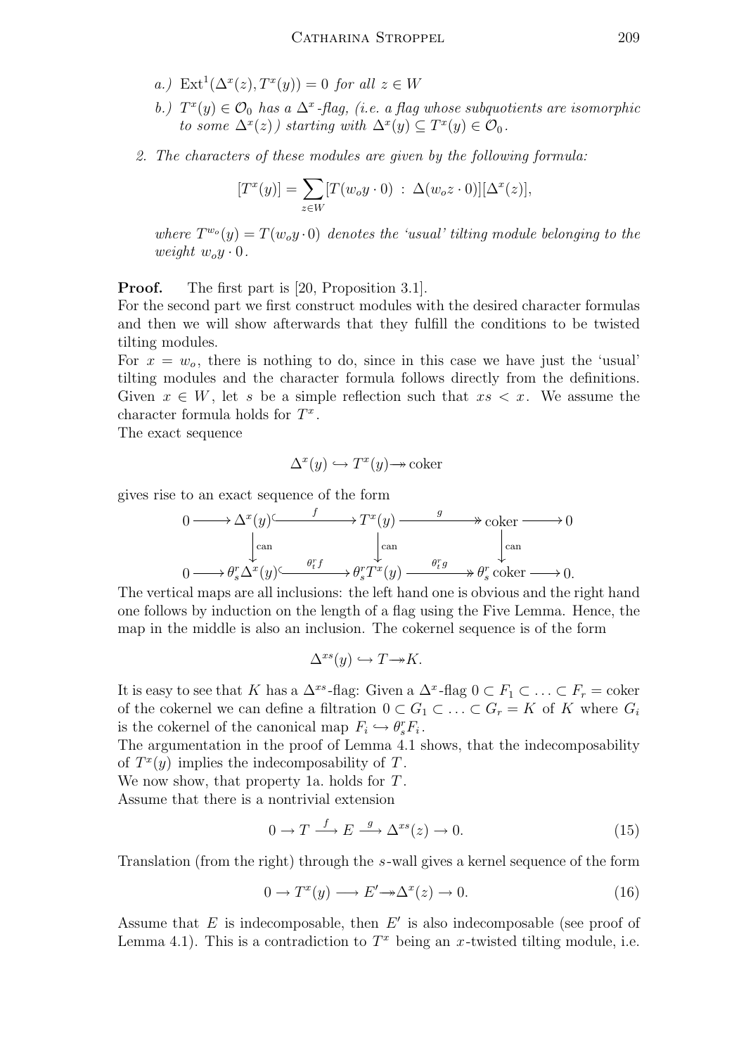*a.)* $\operatorname{Ext}^1(\Delta^x(z), T^x(y)) = 0$ *for all* $z \in W$

*b.)* $T^x(y) \in \mathcal{O}_0$ *has a* $\Delta^x$*-flag, (i.e. a flag whose subquotients are isomorphic to some* $\Delta^x(z)$*) starting with* $\Delta^x(y) \subseteq T^x(y) \in \mathcal{O}_0$.

2. *The characters of these modules are given by the following formula:*

$$[T^x(y)] = \sum_{z \in W} [T(w_o y \cdot 0) \,:\, \Delta(w_o z \cdot 0)][\Delta^x(z)],$$

*where* $T^{w_o}(y) = T(w_o y \cdot 0)$ *denotes the 'usual' tilting module belonging to the weight* $w_o y \cdot 0$.

**Proof.** The first part is [20, Proposition 3.1].
For the second part we first construct modules with the desired character formulas and then we will show afterwards that they fulfill the conditions to be twisted tilting modules.
For $x = w_o$, there is nothing to do, since in this case we have just the 'usual' tilting modules and the character formula follows directly from the definitions. Given $x \in W$, let $s$ be a simple reflection such that $xs < x$. We assume the character formula holds for $T^x$.
The exact sequence

$$\Delta^x(y) \hookrightarrow T^x(y) \twoheadrightarrow \operatorname{coker}$$

gives rise to an exact sequence of the form

$$\begin{array}{ccccccccc}
0 & \longrightarrow & \Delta^x(y) & \xhookrightarrow{\;f\;} & T^x(y) & \xrightarrow{\;g\;} & \operatorname{coker} & \longrightarrow & 0 \\
 & & \big\downarrow{\scriptstyle \mathrm{can}} & & \big\downarrow{\scriptstyle \mathrm{can}} & & \big\downarrow{\scriptstyle \mathrm{can}} & & \\
0 & \longrightarrow & \theta_s^r \Delta^x(y) & \xhookrightarrow{\;\theta_t^r f\;} & \theta_s^r T^x(y) & \xrightarrow{\;\theta_t^r g\;} & \theta_s^r \operatorname{coker} & \longrightarrow & 0.
\end{array}$$

The vertical maps are all inclusions: the left hand one is obvious and the right hand one follows by induction on the length of a flag using the Five Lemma. Hence, the map in the middle is also an inclusion. The cokernel sequence is of the form

$$\Delta^{xs}(y) \hookrightarrow T \twoheadrightarrow K.$$

It is easy to see that $K$ has a $\Delta^{xs}$-flag: Given a $\Delta^x$-flag $0 \subset F_1 \subset \ldots \subset F_r = \operatorname{coker}$ of the cokernel we can define a filtration $0 \subset G_1 \subset \ldots \subset G_r = K$ of $K$ where $G_i$ is the cokernel of the canonical map $F_i \hookrightarrow \theta_s^r F_i$.
The argumentation in the proof of Lemma 4.1 shows, that the indecomposability of $T^x(y)$ implies the indecomposability of $T$.
We now show, that property 1a. holds for $T$.
Assume that there is a nontrivial extension

$$0 \to T \xrightarrow{\;f\;} E \xrightarrow{\;g\;} \Delta^{xs}(z) \to 0. \tag{15}$$

Translation (from the right) through the $s$-wall gives a kernel sequence of the form

$$0 \to T^x(y) \longrightarrow E' \twoheadrightarrow \Delta^x(z) \to 0. \tag{16}$$

Assume that $E$ is indecomposable, then $E'$ is also indecomposable (see proof of Lemma 4.1). This is a contradiction to $T^x$ being an $x$-twisted tilting module, i.e.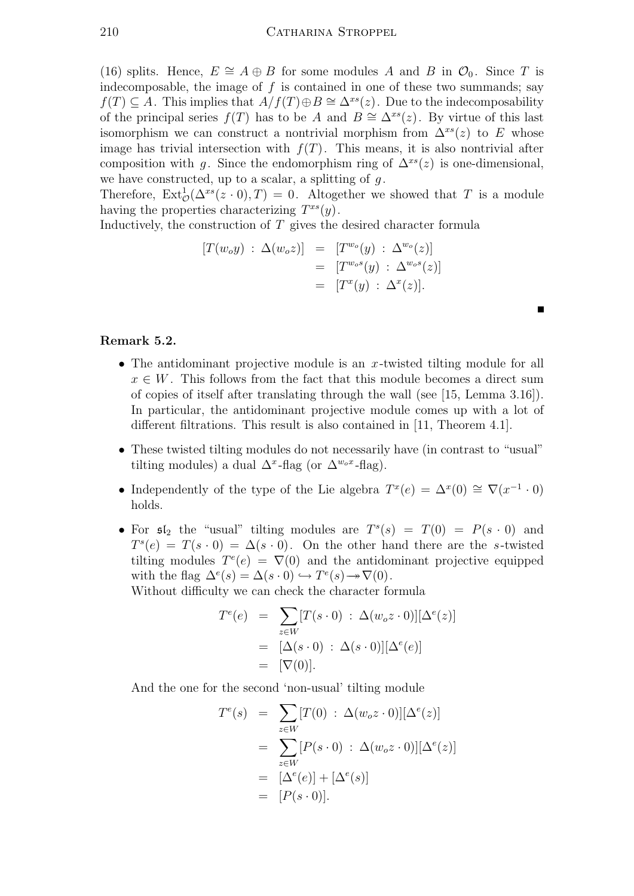(16) splits. Hence, $E \cong A \oplus B$ for some modules $A$ and $B$ in $\mathcal{O}_0$. Since $T$ is indecomposable, the image of $f$ is contained in one of these two summands; say $f(T) \subseteq A$. This implies that $A/f(T) \oplus B \cong \Delta^{xs}(z)$. Due to the indecomposability of the principal series $f(T)$ has to be $A$ and $B \cong \Delta^{xs}(z)$. By virtue of this last isomorphism we can construct a nontrivial morphism from $\Delta^{xs}(z)$ to $E$ whose image has trivial intersection with $f(T)$. This means, it is also nontrivial after composition with $g$. Since the endomorphism ring of $\Delta^{xs}(z)$ is one-dimensional, we have constructed, up to a scalar, a splitting of $g$.
Therefore, $\mathrm{Ext}^1_{\mathcal{O}}(\Delta^{xs}(z \cdot 0), T) = 0$. Altogether we showed that $T$ is a module having the properties characterizing $T^{xs}(y)$.
Inductively, the construction of $T$ gives the desired character formula

$$
\begin{aligned}
[T(w_o y) : \Delta(w_o z)] &= [T^{w_o}(y) : \Delta^{w_o}(z)] \\
&= [T^{w_o s}(y) : \Delta^{w_o s}(z)] \\
&= [T^x(y) : \Delta^x(z)].
\end{aligned}
$$

∎

**Remark 5.2.**

- The antidominant projective module is an $x$-twisted tilting module for all $x \in W$. This follows from the fact that this module becomes a direct sum of copies of itself after translating through the wall (see [15, Lemma 3.16]). In particular, the antidominant projective module comes up with a lot of different filtrations. This result is also contained in [11, Theorem 4.1].
- These twisted tilting modules do not necessarily have (in contrast to "usual" tilting modules) a dual $\Delta^x$-flag (or $\Delta^{w_o x}$-flag).
- Independently of the type of the Lie algebra $T^x(e) = \Delta^x(0) \cong \nabla(x^{-1} \cdot 0)$ holds.
- For $\mathfrak{sl}_2$ the "usual" tilting modules are $T^s(s) = T(0) = P(s \cdot 0)$ and $T^s(e) = T(s \cdot 0) = \Delta(s \cdot 0)$. On the other hand there are the $s$-twisted tilting modules $T^e(e) = \nabla(0)$ and the antidominant projective equipped with the flag $\Delta^e(s) = \Delta(s \cdot 0) \hookrightarrow T^e(s) \twoheadrightarrow \nabla(0)$.
  Without difficulty we can check the character formula

$$
\begin{aligned}
T^e(e) &= \sum_{z \in W} [T(s \cdot 0) : \Delta(w_o z \cdot 0)][\Delta^e(z)] \\
&= [\Delta(s \cdot 0) : \Delta(s \cdot 0)][\Delta^e(e)] \\
&= [\nabla(0)].
\end{aligned}
$$

  And the one for the second 'non-usual' tilting module

$$
\begin{aligned}
T^e(s) &= \sum_{z \in W} [T(0) : \Delta(w_o z \cdot 0)][\Delta^e(z)] \\
&= \sum_{z \in W} [P(s \cdot 0) : \Delta(w_o z \cdot 0)][\Delta^e(z)] \\
&= [\Delta^e(e)] + [\Delta^e(s)] \\
&= [P(s \cdot 0)].
\end{aligned}
$$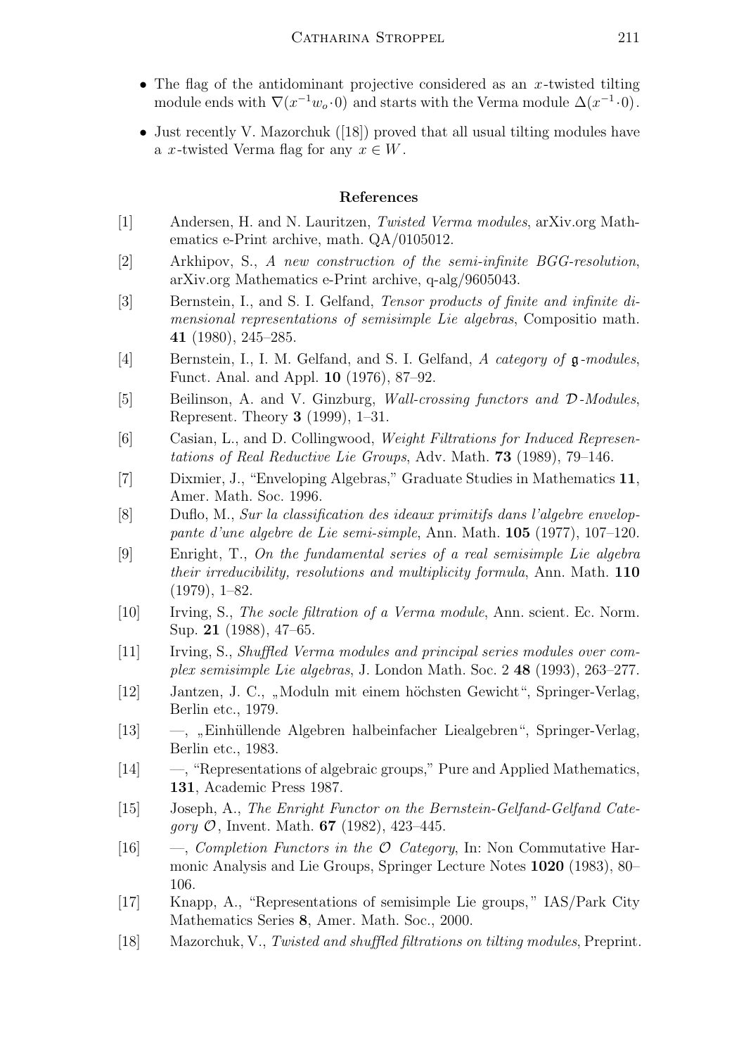- The flag of the antidominant projective considered as an $x$-twisted tilting module ends with $\nabla(x^{-1}w_o\cdot 0)$ and starts with the Verma module $\Delta(x^{-1}\cdot 0)$.
- Just recently V. Mazorchuk ([18]) proved that all usual tilting modules have a $x$-twisted Verma flag for any $x \in W$.

## References

[1] Andersen, H. and N. Lauritzen, *Twisted Verma modules*, arXiv.org Mathematics e-Print archive, math. QA/0105012.

[2] Arkhipov, S., *A new construction of the semi-infinite BGG-resolution*, arXiv.org Mathematics e-Print archive, q-alg/9605043.

[3] Bernstein, I., and S. I. Gelfand, *Tensor products of finite and infinite dimensional representations of semisimple Lie algebras*, Compositio math. **41** (1980), 245–285.

[4] Bernstein, I., I. M. Gelfand, and S. I. Gelfand, *A category of $\mathfrak{g}$-modules*, Funct. Anal. and Appl. **10** (1976), 87–92.

[5] Beilinson, A. and V. Ginzburg, *Wall-crossing functors and $\mathcal{D}$-Modules*, Represent. Theory **3** (1999), 1–31.

[6] Casian, L., and D. Collingwood, *Weight Filtrations for Induced Representations of Real Reductive Lie Groups*, Adv. Math. **73** (1989), 79–146.

[7] Dixmier, J., "Enveloping Algebras," Graduate Studies in Mathematics **11**, Amer. Math. Soc. 1996.

[8] Duflo, M., *Sur la classification des ideaux primitifs dans l'algebre enveloppante d'une algebre de Lie semi-simple*, Ann. Math. **105** (1977), 107–120.

[9] Enright, T., *On the fundamental series of a real semisimple Lie algebra their irreducibility, resolutions and multiplicity formula*, Ann. Math. **110** (1979), 1–82.

[10] Irving, S., *The socle filtration of a Verma module*, Ann. scient. Ec. Norm. Sup. **21** (1988), 47–65.

[11] Irving, S., *Shuffled Verma modules and principal series modules over complex semisimple Lie algebras*, J. London Math. Soc. 2 **48** (1993), 263–277.

[12] Jantzen, J. C., „Moduln mit einem höchsten Gewicht“, Springer-Verlag, Berlin etc., 1979.

[13] —, „Einhüllende Algebren halbeinfacher Liealgebren“, Springer-Verlag, Berlin etc., 1983.

[14] —, "Representations of algebraic groups," Pure and Applied Mathematics, **131**, Academic Press 1987.

[15] Joseph, A., *The Enright Functor on the Bernstein-Gelfand-Gelfand Category $\mathcal{O}$*, Invent. Math. **67** (1982), 423–445.

[16] —, *Completion Functors in the $\mathcal{O}$ Category*, In: Non Commutative Harmonic Analysis and Lie Groups, Springer Lecture Notes **1020** (1983), 80–106.

[17] Knapp, A., "Representations of semisimple Lie groups," IAS/Park City Mathematics Series **8**, Amer. Math. Soc., 2000.

[18] Mazorchuk, V., *Twisted and shuffled filtrations on tilting modules*, Preprint.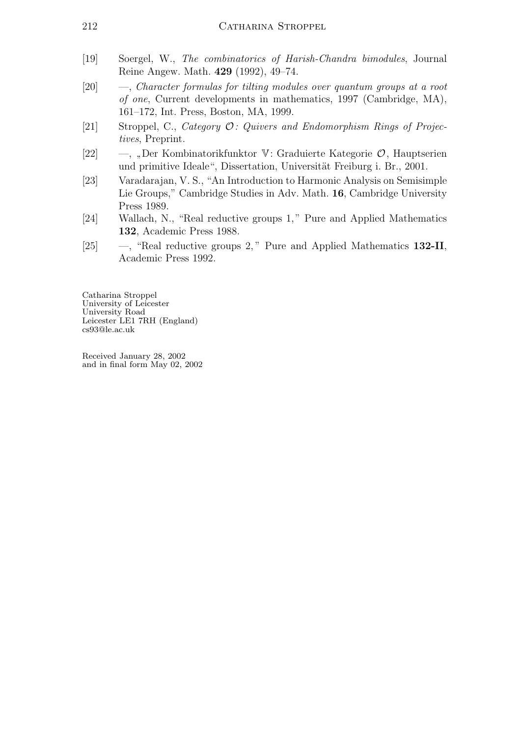[19] Soergel, W., *The combinatorics of Harish-Chandra bimodules*, Journal Reine Angew. Math. **429** (1992), 49–74.

[20] —, *Character formulas for tilting modules over quantum groups at a root of one*, Current developments in mathematics, 1997 (Cambridge, MA), 161–172, Int. Press, Boston, MA, 1999.

[21] Stroppel, C., *Category $\mathcal{O}$: Quivers and Endomorphism Rings of Projectives*, Preprint.

[22] —, „Der Kombinatorikfunktor $\mathbb{V}$: Graduierte Kategorie $\mathcal{O}$, Hauptserien und primitive Ideale", Dissertation, Universität Freiburg i. Br., 2001.

[23] Varadarajan, V. S., "An Introduction to Harmonic Analysis on Semisimple Lie Groups," Cambridge Studies in Adv. Math. **16**, Cambridge University Press 1989.

[24] Wallach, N., "Real reductive groups 1," Pure and Applied Mathematics **132**, Academic Press 1988.

[25] —, "Real reductive groups 2," Pure and Applied Mathematics **132-II**, Academic Press 1992.

Catharina Stroppel
University of Leicester
University Road
Leicester LE1 7RH (England)
cs93@le.ac.uk

Received January 28, 2002
and in final form May 02, 2002